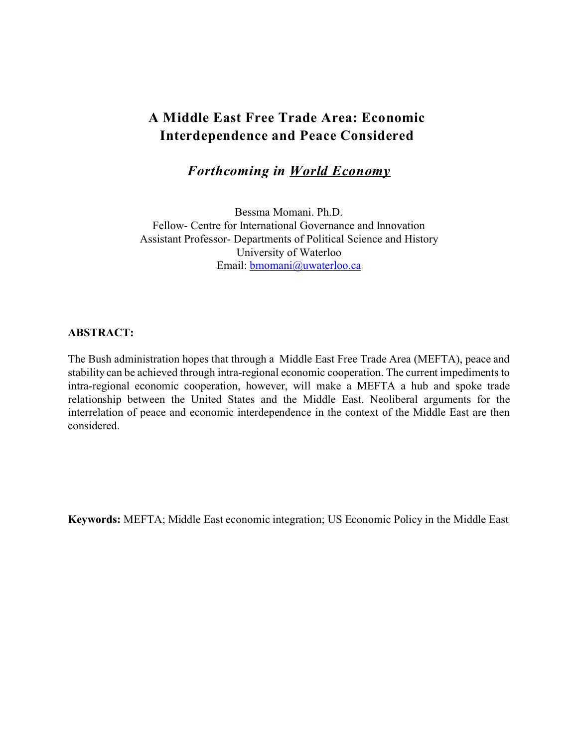# A Middle East Free Trade Area: Economic Interdependence and Peace Considered

## *Forthcoming in World Economy*

Bessma Momani. Ph.D.
Fellow- Centre for International Governance and Innovation
Assistant Professor- Departments of Political Science and History
University of Waterloo
Email: bmomani@uwaterloo.ca

**ABSTRACT:**

The Bush administration hopes that through a Middle East Free Trade Area (MEFTA), peace and stability can be achieved through intra-regional economic cooperation. The current impediments to intra-regional economic cooperation, however, will make a MEFTA a hub and spoke trade relationship between the United States and the Middle East. Neoliberal arguments for the interrelation of peace and economic interdependence in the context of the Middle East are then considered.

**Keywords:** MEFTA; Middle East economic integration; US Economic Policy in the Middle East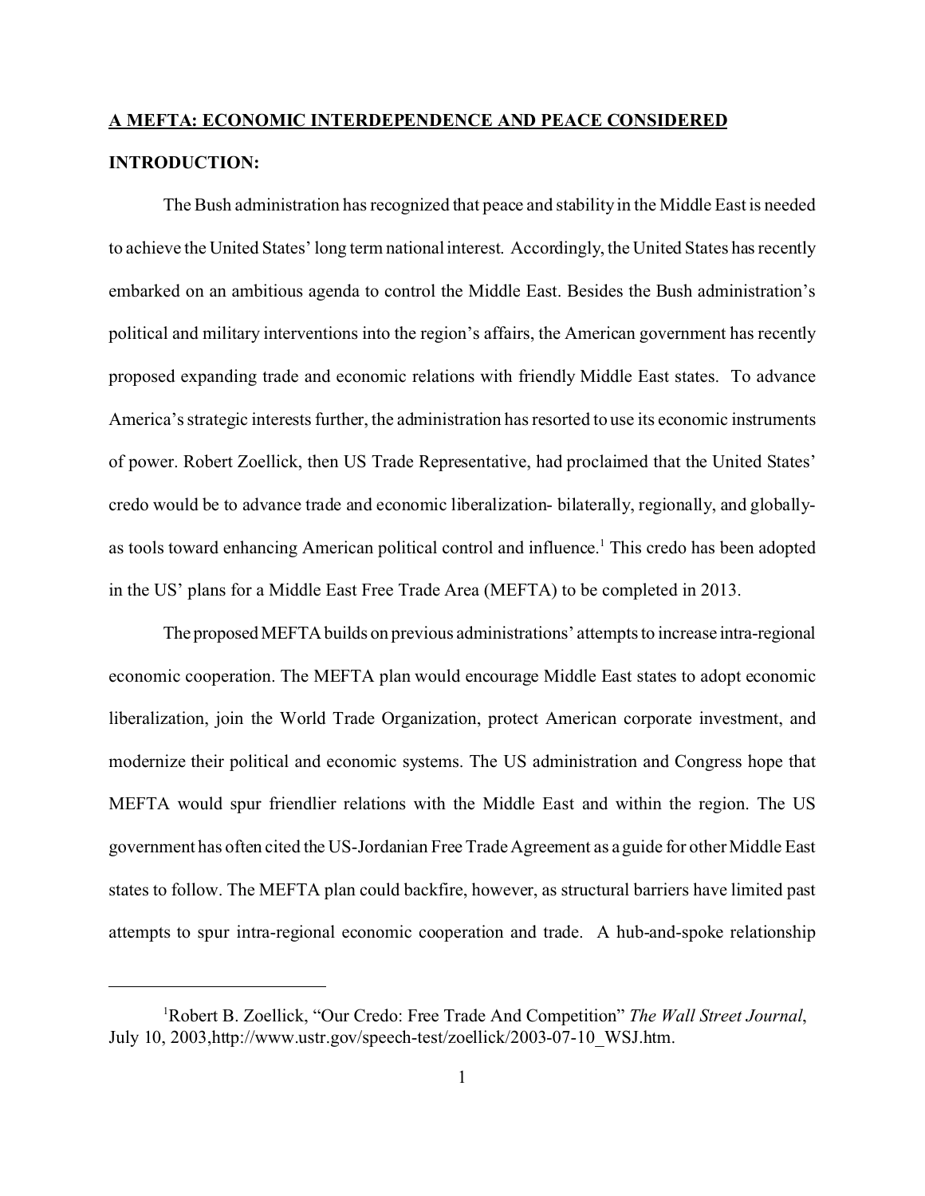**A MEFTA: ECONOMIC INTERDEPENDENCE AND PEACE CONSIDERED**

**INTRODUCTION:**

The Bush administration has recognized that peace and stability in the Middle East is needed to achieve the United States' long term national interest. Accordingly, the United States has recently embarked on an ambitious agenda to control the Middle East. Besides the Bush administration's political and military interventions into the region's affairs, the American government has recently proposed expanding trade and economic relations with friendly Middle East states. To advance America's strategic interests further, the administration has resorted to use its economic instruments of power. Robert Zoellick, then US Trade Representative, had proclaimed that the United States' credo would be to advance trade and economic liberalization- bilaterally, regionally, and globally- as tools toward enhancing American political control and influence.[1] This credo has been adopted in the US' plans for a Middle East Free Trade Area (MEFTA) to be completed in 2013.

The proposed MEFTA builds on previous administrations' attempts to increase intra-regional economic cooperation. The MEFTA plan would encourage Middle East states to adopt economic liberalization, join the World Trade Organization, protect American corporate investment, and modernize their political and economic systems. The US administration and Congress hope that MEFTA would spur friendlier relations with the Middle East and within the region. The US government has often cited the US-Jordanian Free Trade Agreement as a guide for other Middle East states to follow. The MEFTA plan could backfire, however, as structural barriers have limited past attempts to spur intra-regional economic cooperation and trade. A hub-and-spoke relationship

---

[1] Robert B. Zoellick, "Our Credo: Free Trade And Competition" *The Wall Street Journal*, July 10, 2003,http://www.ustr.gov/speech-test/zoellick/2003-07-10_WSJ.htm.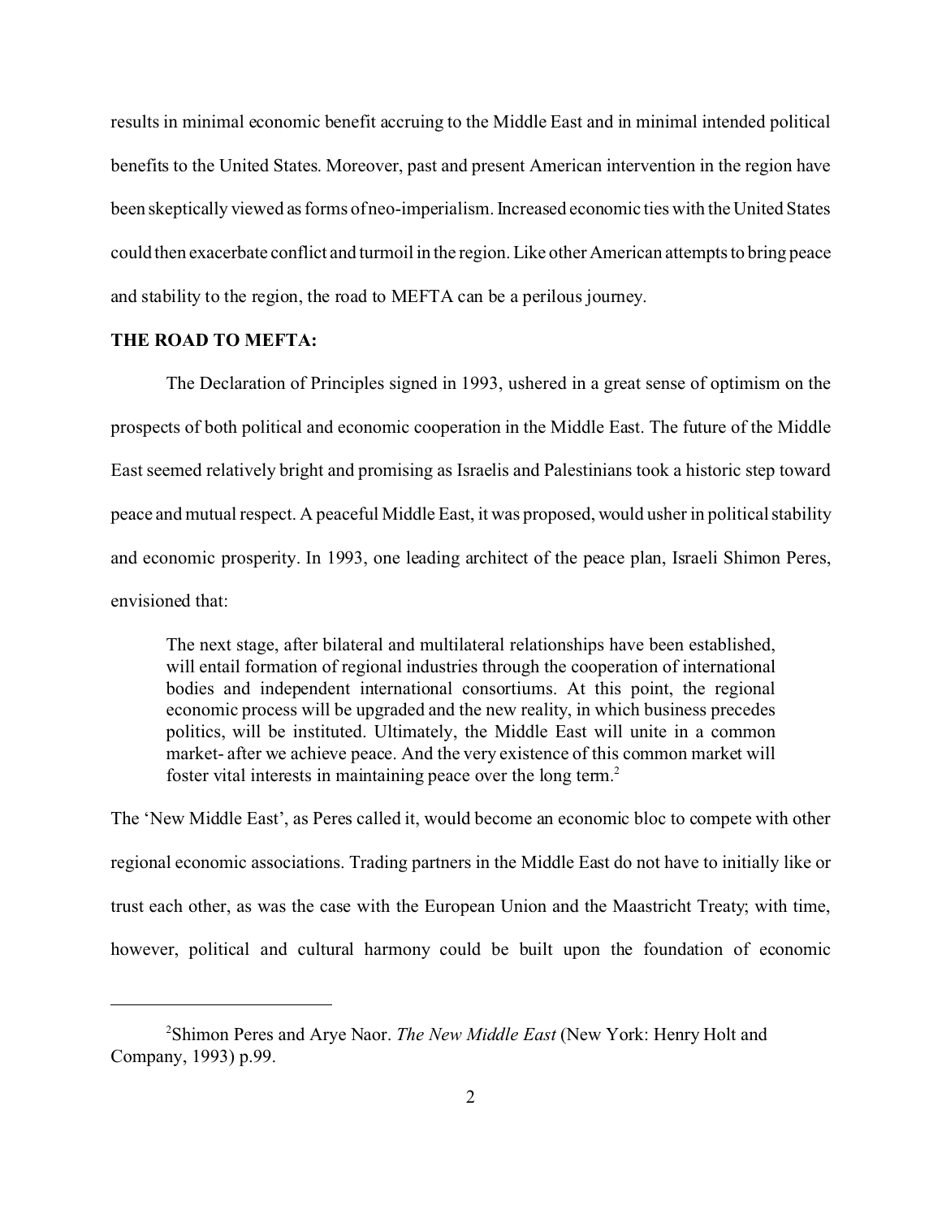results in minimal economic benefit accruing to the Middle East and in minimal intended political benefits to the United States. Moreover, past and present American intervention in the region have been skeptically viewed as forms of neo-imperialism. Increased economic ties with the United States could then exacerbate conflict and turmoil in the region. Like other American attempts to bring peace and stability to the region, the road to MEFTA can be a perilous journey.

**THE ROAD TO MEFTA:**

The Declaration of Principles signed in 1993, ushered in a great sense of optimism on the prospects of both political and economic cooperation in the Middle East. The future of the Middle East seemed relatively bright and promising as Israelis and Palestinians took a historic step toward peace and mutual respect. A peaceful Middle East, it was proposed, would usher in political stability and economic prosperity. In 1993, one leading architect of the peace plan, Israeli Shimon Peres, envisioned that:

> The next stage, after bilateral and multilateral relationships have been established, will entail formation of regional industries through the cooperation of international bodies and independent international consortiums. At this point, the regional economic process will be upgraded and the new reality, in which business precedes politics, will be instituted. Ultimately, the Middle East will unite in a common market- after we achieve peace. And the very existence of this common market will foster vital interests in maintaining peace over the long term.[2]

The 'New Middle East', as Peres called it, would become an economic bloc to compete with other regional economic associations. Trading partners in the Middle East do not have to initially like or trust each other, as was the case with the European Union and the Maastricht Treaty; with time, however, political and cultural harmony could be built upon the foundation of economic

---

[2] Shimon Peres and Arye Naor. *The New Middle East* (New York: Henry Holt and Company, 1993) p.99.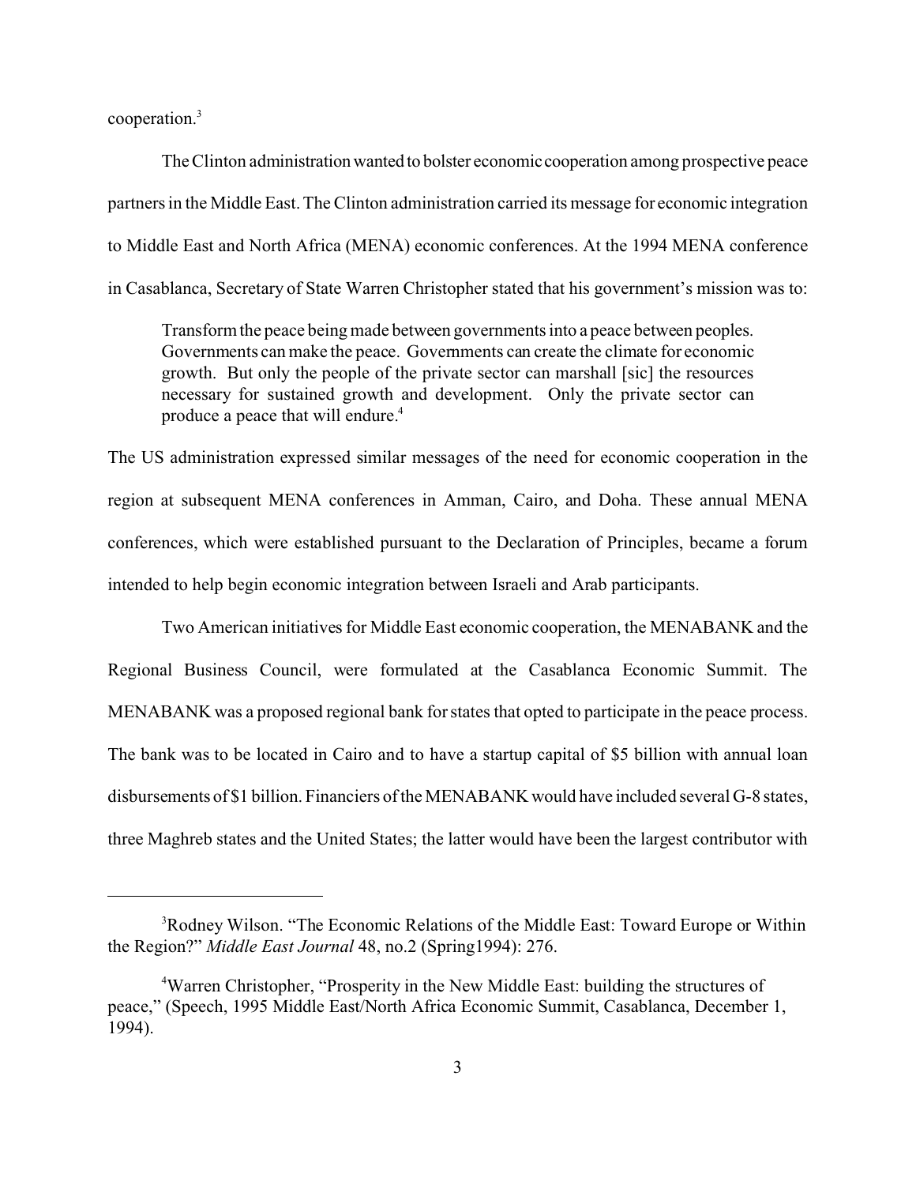cooperation.[3]

The Clinton administration wanted to bolster economic cooperation among prospective peace partners in the Middle East. The Clinton administration carried its message for economic integration to Middle East and North Africa (MENA) economic conferences. At the 1994 MENA conference in Casablanca, Secretary of State Warren Christopher stated that his government's mission was to:

> Transform the peace being made between governments into a peace between peoples. Governments can make the peace. Governments can create the climate for economic growth. But only the people of the private sector can marshall [sic] the resources necessary for sustained growth and development. Only the private sector can produce a peace that will endure.[4]

The US administration expressed similar messages of the need for economic cooperation in the region at subsequent MENA conferences in Amman, Cairo, and Doha. These annual MENA conferences, which were established pursuant to the Declaration of Principles, became a forum intended to help begin economic integration between Israeli and Arab participants.

Two American initiatives for Middle East economic cooperation, the MENABANK and the Regional Business Council, were formulated at the Casablanca Economic Summit. The MENABANK was a proposed regional bank for states that opted to participate in the peace process. The bank was to be located in Cairo and to have a startup capital of $5 billion with annual loan disbursements of $1 billion. Financiers of the MENABANK would have included several G-8 states, three Maghreb states and the United States; the latter would have been the largest contributor with

---

[3]Rodney Wilson. "The Economic Relations of the Middle East: Toward Europe or Within the Region?" *Middle East Journal* 48, no.2 (Spring1994): 276.

[4]Warren Christopher, "Prosperity in the New Middle East: building the structures of peace," (Speech, 1995 Middle East/North Africa Economic Summit, Casablanca, December 1, 1994).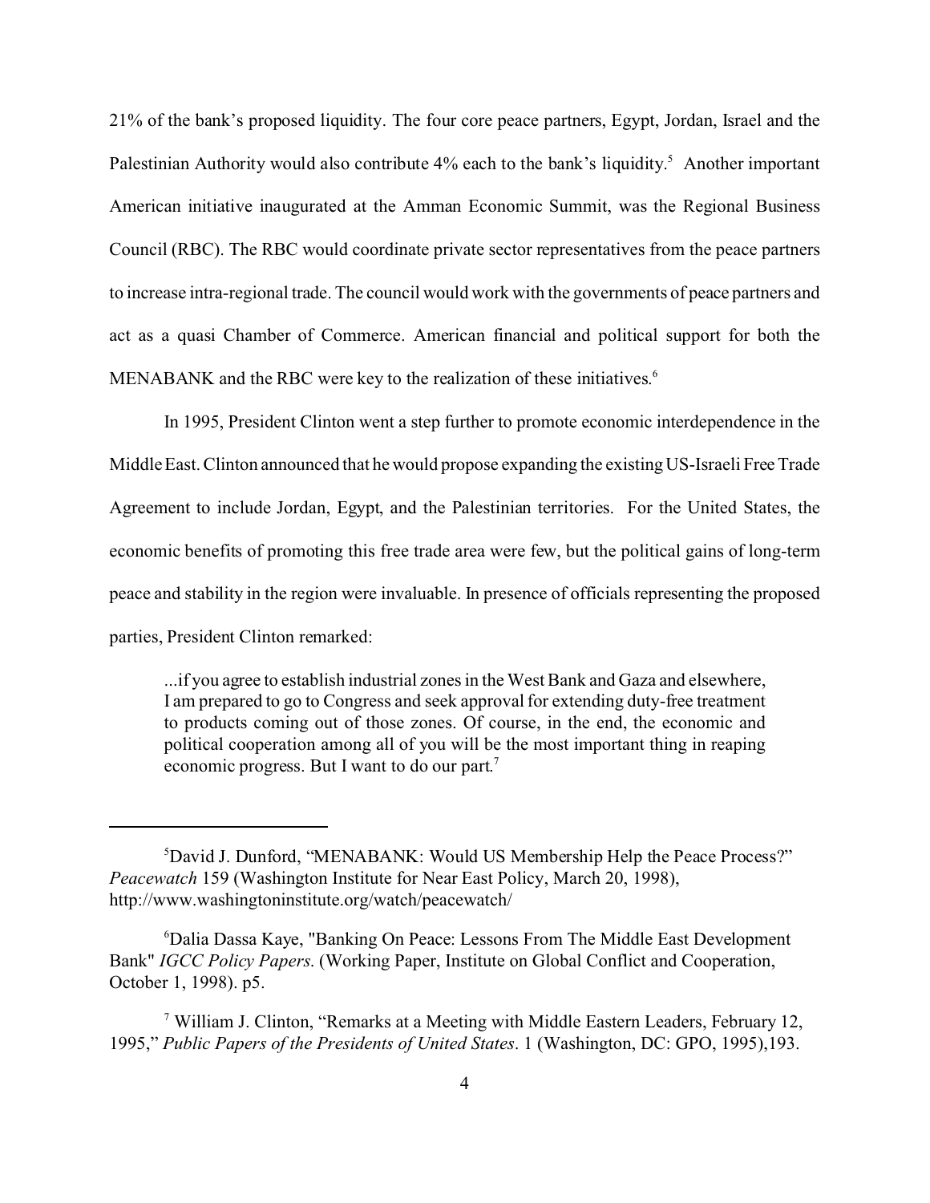21% of the bank's proposed liquidity. The four core peace partners, Egypt, Jordan, Israel and the Palestinian Authority would also contribute 4% each to the bank's liquidity.[5] Another important American initiative inaugurated at the Amman Economic Summit, was the Regional Business Council (RBC). The RBC would coordinate private sector representatives from the peace partners to increase intra-regional trade. The council would work with the governments of peace partners and act as a quasi Chamber of Commerce. American financial and political support for both the MENABANK and the RBC were key to the realization of these initiatives.[6]

In 1995, President Clinton went a step further to promote economic interdependence in the Middle East. Clinton announced that he would propose expanding the existing US-Israeli Free Trade Agreement to include Jordan, Egypt, and the Palestinian territories. For the United States, the economic benefits of promoting this free trade area were few, but the political gains of long-term peace and stability in the region were invaluable. In presence of officials representing the proposed parties, President Clinton remarked:

> ...if you agree to establish industrial zones in the West Bank and Gaza and elsewhere, I am prepared to go to Congress and seek approval for extending duty-free treatment to products coming out of those zones. Of course, in the end, the economic and political cooperation among all of you will be the most important thing in reaping economic progress. But I want to do our part.[7]

---

[5]David J. Dunford, "MENABANK: Would US Membership Help the Peace Process?" *Peacewatch* 159 (Washington Institute for Near East Policy, March 20, 1998), http://www.washingtoninstitute.org/watch/peacewatch/

[6]Dalia Dassa Kaye, "Banking On Peace: Lessons From The Middle East Development Bank" *IGCC Policy Papers*. (Working Paper, Institute on Global Conflict and Cooperation, October 1, 1998). p5.

[7] William J. Clinton, "Remarks at a Meeting with Middle Eastern Leaders, February 12, 1995," *Public Papers of the Presidents of United States*. 1 (Washington, DC: GPO, 1995),193.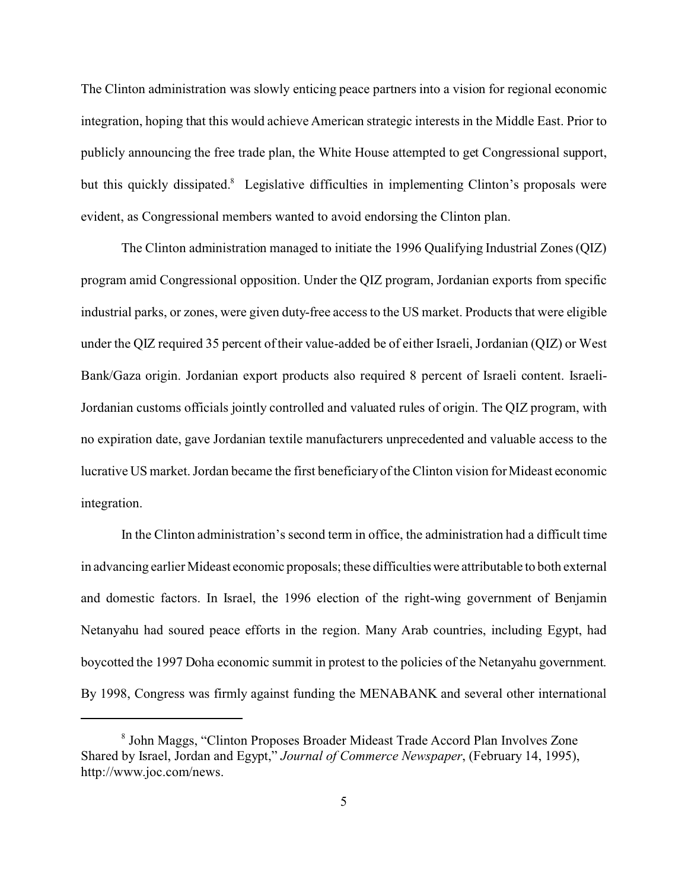The Clinton administration was slowly enticing peace partners into a vision for regional economic integration, hoping that this would achieve American strategic interests in the Middle East. Prior to publicly announcing the free trade plan, the White House attempted to get Congressional support, but this quickly dissipated.[8] Legislative difficulties in implementing Clinton's proposals were evident, as Congressional members wanted to avoid endorsing the Clinton plan.

The Clinton administration managed to initiate the 1996 Qualifying Industrial Zones (QIZ) program amid Congressional opposition. Under the QIZ program, Jordanian exports from specific industrial parks, or zones, were given duty-free access to the US market. Products that were eligible under the QIZ required 35 percent of their value-added be of either Israeli, Jordanian (QIZ) or West Bank/Gaza origin. Jordanian export products also required 8 percent of Israeli content. Israeli-Jordanian customs officials jointly controlled and valuated rules of origin. The QIZ program, with no expiration date, gave Jordanian textile manufacturers unprecedented and valuable access to the lucrative US market. Jordan became the first beneficiary of the Clinton vision for Mideast economic integration.

In the Clinton administration's second term in office, the administration had a difficult time in advancing earlier Mideast economic proposals; these difficulties were attributable to both external and domestic factors. In Israel, the 1996 election of the right-wing government of Benjamin Netanyahu had soured peace efforts in the region. Many Arab countries, including Egypt, had boycotted the 1997 Doha economic summit in protest to the policies of the Netanyahu government. By 1998, Congress was firmly against funding the MENABANK and several other international

[8] John Maggs, "Clinton Proposes Broader Mideast Trade Accord Plan Involves Zone Shared by Israel, Jordan and Egypt," *Journal of Commerce Newspaper*, (February 14, 1995), http://www.joc.com/news.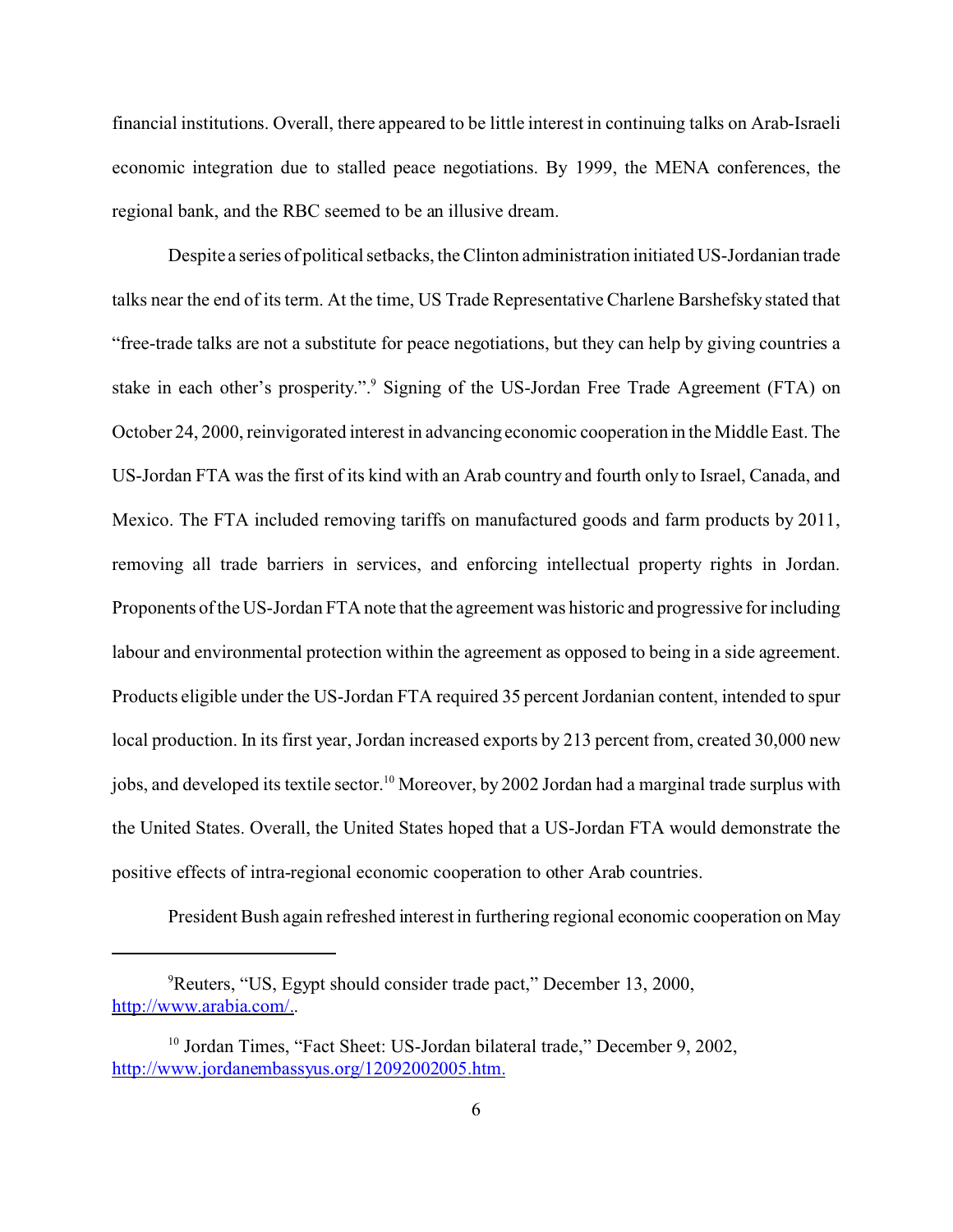financial institutions. Overall, there appeared to be little interest in continuing talks on Arab-Israeli economic integration due to stalled peace negotiations. By 1999, the MENA conferences, the regional bank, and the RBC seemed to be an illusive dream.

Despite a series of political setbacks, the Clinton administration initiated US-Jordanian trade talks near the end of its term. At the time, US Trade Representative Charlene Barshefsky stated that "free-trade talks are not a substitute for peace negotiations, but they can help by giving countries a stake in each other's prosperity.".[9] Signing of the US-Jordan Free Trade Agreement (FTA) on October 24, 2000, reinvigorated interest in advancing economic cooperation in the Middle East. The US-Jordan FTA was the first of its kind with an Arab country and fourth only to Israel, Canada, and Mexico. The FTA included removing tariffs on manufactured goods and farm products by 2011, removing all trade barriers in services, and enforcing intellectual property rights in Jordan. Proponents of the US-Jordan FTA note that the agreement was historic and progressive for including labour and environmental protection within the agreement as opposed to being in a side agreement. Products eligible under the US-Jordan FTA required 35 percent Jordanian content, intended to spur local production. In its first year, Jordan increased exports by 213 percent from, created 30,000 new jobs, and developed its textile sector.[10] Moreover, by 2002 Jordan had a marginal trade surplus with the United States. Overall, the United States hoped that a US-Jordan FTA would demonstrate the positive effects of intra-regional economic cooperation to other Arab countries.

President Bush again refreshed interest in furthering regional economic cooperation on May

---

[9] Reuters, "US, Egypt should consider trade pact," December 13, 2000, http://www.arabia.com/..

[10] Jordan Times, "Fact Sheet: US-Jordan bilateral trade," December 9, 2002, http://www.jordanembassyus.org/12092002005.htm.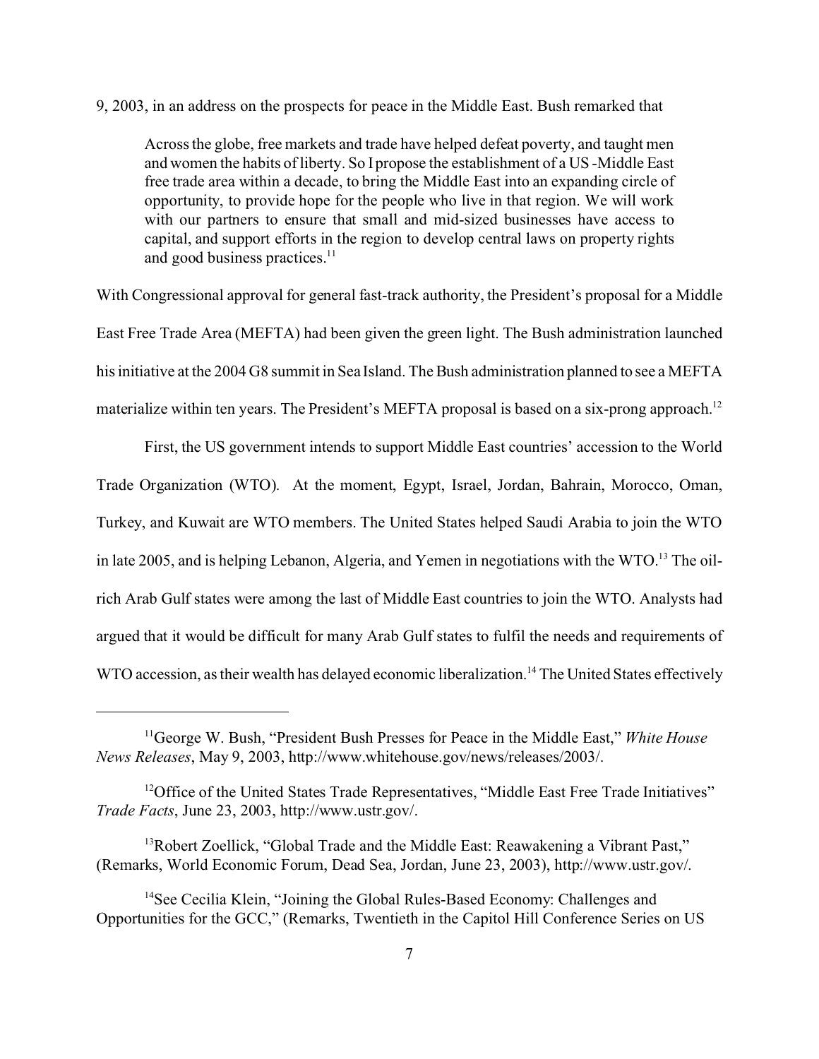9, 2003, in an address on the prospects for peace in the Middle East. Bush remarked that

> Across the globe, free markets and trade have helped defeat poverty, and taught men and women the habits of liberty. So I propose the establishment of a US -Middle East free trade area within a decade, to bring the Middle East into an expanding circle of opportunity, to provide hope for the people who live in that region. We will work with our partners to ensure that small and mid-sized businesses have access to capital, and support efforts in the region to develop central laws on property rights and good business practices.[11]

With Congressional approval for general fast-track authority, the President's proposal for a Middle East Free Trade Area (MEFTA) had been given the green light. The Bush administration launched his initiative at the 2004 G8 summit in Sea Island. The Bush administration planned to see a MEFTA materialize within ten years. The President's MEFTA proposal is based on a six-prong approach.[12]

First, the US government intends to support Middle East countries' accession to the World Trade Organization (WTO). At the moment, Egypt, Israel, Jordan, Bahrain, Morocco, Oman, Turkey, and Kuwait are WTO members. The United States helped Saudi Arabia to join the WTO in late 2005, and is helping Lebanon, Algeria, and Yemen in negotiations with the WTO.[13] The oil-rich Arab Gulf states were among the last of Middle East countries to join the WTO. Analysts had argued that it would be difficult for many Arab Gulf states to fulfil the needs and requirements of WTO accession, as their wealth has delayed economic liberalization.[14] The United States effectively

---

[11] George W. Bush, "President Bush Presses for Peace in the Middle East," *White House News Releases*, May 9, 2003, http://www.whitehouse.gov/news/releases/2003/.

[12] Office of the United States Trade Representatives, "Middle East Free Trade Initiatives" *Trade Facts*, June 23, 2003, http://www.ustr.gov/.

[13] Robert Zoellick, "Global Trade and the Middle East: Reawakening a Vibrant Past," (Remarks, World Economic Forum, Dead Sea, Jordan, June 23, 2003), http://www.ustr.gov/.

[14] See Cecilia Klein, "Joining the Global Rules-Based Economy: Challenges and Opportunities for the GCC," (Remarks, Twentieth in the Capitol Hill Conference Series on US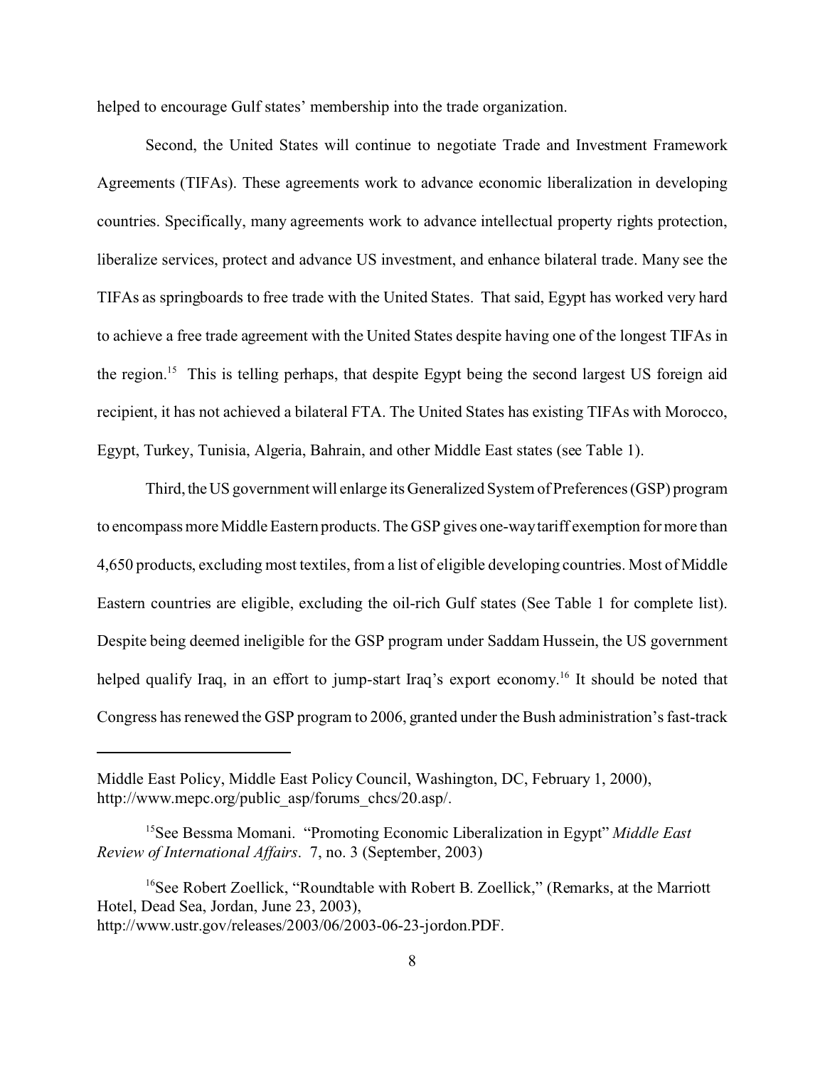helped to encourage Gulf states' membership into the trade organization.

Second, the United States will continue to negotiate Trade and Investment Framework Agreements (TIFAs). These agreements work to advance economic liberalization in developing countries. Specifically, many agreements work to advance intellectual property rights protection, liberalize services, protect and advance US investment, and enhance bilateral trade. Many see the TIFAs as springboards to free trade with the United States. That said, Egypt has worked very hard to achieve a free trade agreement with the United States despite having one of the longest TIFAs in the region.[15] This is telling perhaps, that despite Egypt being the second largest US foreign aid recipient, it has not achieved a bilateral FTA. The United States has existing TIFAs with Morocco, Egypt, Turkey, Tunisia, Algeria, Bahrain, and other Middle East states (see Table 1).

Third, the US government will enlarge its Generalized System of Preferences (GSP) program to encompass more Middle Eastern products. The GSP gives one-way tariff exemption for more than 4,650 products, excluding most textiles, from a list of eligible developing countries. Most of Middle Eastern countries are eligible, excluding the oil-rich Gulf states (See Table 1 for complete list). Despite being deemed ineligible for the GSP program under Saddam Hussein, the US government helped qualify Iraq, in an effort to jump-start Iraq's export economy.[16] It should be noted that Congress has renewed the GSP program to 2006, granted under the Bush administration's fast-track

---

Middle East Policy, Middle East Policy Council, Washington, DC, February 1, 2000), http://www.mepc.org/public_asp/forums_chcs/20.asp/.

[15]See Bessma Momani. "Promoting Economic Liberalization in Egypt" *Middle East Review of International Affairs*. 7, no. 3 (September, 2003)

[16]See Robert Zoellick, "Roundtable with Robert B. Zoellick," (Remarks, at the Marriott Hotel, Dead Sea, Jordan, June 23, 2003), http://www.ustr.gov/releases/2003/06/2003-06-23-jordon.PDF.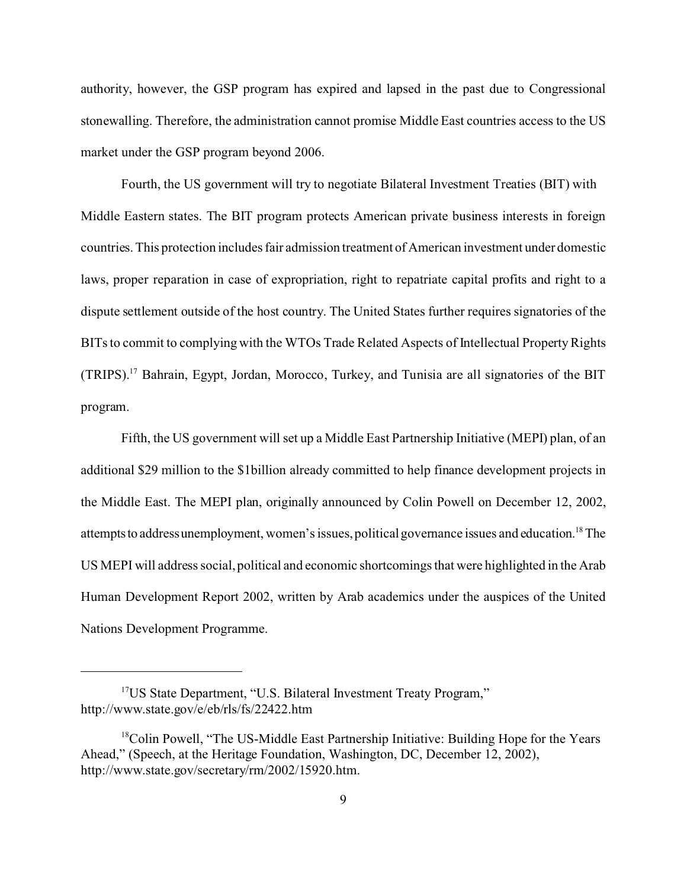authority, however, the GSP program has expired and lapsed in the past due to Congressional stonewalling. Therefore, the administration cannot promise Middle East countries access to the US market under the GSP program beyond 2006.

Fourth, the US government will try to negotiate Bilateral Investment Treaties (BIT) with Middle Eastern states. The BIT program protects American private business interests in foreign countries. This protection includes fair admission treatment of American investment under domestic laws, proper reparation in case of expropriation, right to repatriate capital profits and right to a dispute settlement outside of the host country. The United States further requires signatories of the BITs to commit to complying with the WTOs Trade Related Aspects of Intellectual Property Rights (TRIPS).[17] Bahrain, Egypt, Jordan, Morocco, Turkey, and Tunisia are all signatories of the BIT program.

Fifth, the US government will set up a Middle East Partnership Initiative (MEPI) plan, of an additional $29 million to the $1billion already committed to help finance development projects in the Middle East. The MEPI plan, originally announced by Colin Powell on December 12, 2002, attempts to address unemployment, women's issues, political governance issues and education.[18] The US MEPI will address social, political and economic shortcomings that were highlighted in the Arab Human Development Report 2002, written by Arab academics under the auspices of the United Nations Development Programme.

---

[17] US State Department, "U.S. Bilateral Investment Treaty Program," http://www.state.gov/e/eb/rls/fs/22422.htm

[18] Colin Powell, "The US-Middle East Partnership Initiative: Building Hope for the Years Ahead," (Speech, at the Heritage Foundation, Washington, DC, December 12, 2002), http://www.state.gov/secretary/rm/2002/15920.htm.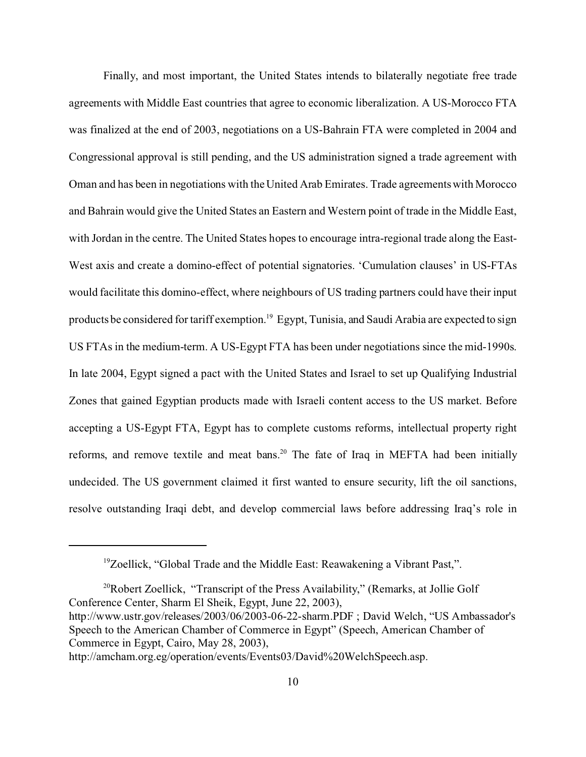Finally, and most important, the United States intends to bilaterally negotiate free trade agreements with Middle East countries that agree to economic liberalization. A US-Morocco FTA was finalized at the end of 2003, negotiations on a US-Bahrain FTA were completed in 2004 and Congressional approval is still pending, and the US administration signed a trade agreement with Oman and has been in negotiations with the United Arab Emirates. Trade agreements with Morocco and Bahrain would give the United States an Eastern and Western point of trade in the Middle East, with Jordan in the centre. The United States hopes to encourage intra-regional trade along the East-West axis and create a domino-effect of potential signatories. 'Cumulation clauses' in US-FTAs would facilitate this domino-effect, where neighbours of US trading partners could have their input products be considered for tariff exemption.[19] Egypt, Tunisia, and Saudi Arabia are expected to sign US FTAs in the medium-term. A US-Egypt FTA has been under negotiations since the mid-1990s. In late 2004, Egypt signed a pact with the United States and Israel to set up Qualifying Industrial Zones that gained Egyptian products made with Israeli content access to the US market. Before accepting a US-Egypt FTA, Egypt has to complete customs reforms, intellectual property right reforms, and remove textile and meat bans.[20] The fate of Iraq in MEFTA had been initially undecided. The US government claimed it first wanted to ensure security, lift the oil sanctions, resolve outstanding Iraqi debt, and develop commercial laws before addressing Iraq's role in

---

[19] Zoellick, "Global Trade and the Middle East: Reawakening a Vibrant Past,".

[20] Robert Zoellick, "Transcript of the Press Availability," (Remarks, at Jollie Golf Conference Center, Sharm El Sheik, Egypt, June 22, 2003), http://www.ustr.gov/releases/2003/06/2003-06-22-sharm.PDF ; David Welch, "US Ambassador's Speech to the American Chamber of Commerce in Egypt" (Speech, American Chamber of Commerce in Egypt, Cairo, May 28, 2003), http://amcham.org.eg/operation/events/Events03/David%20WelchSpeech.asp.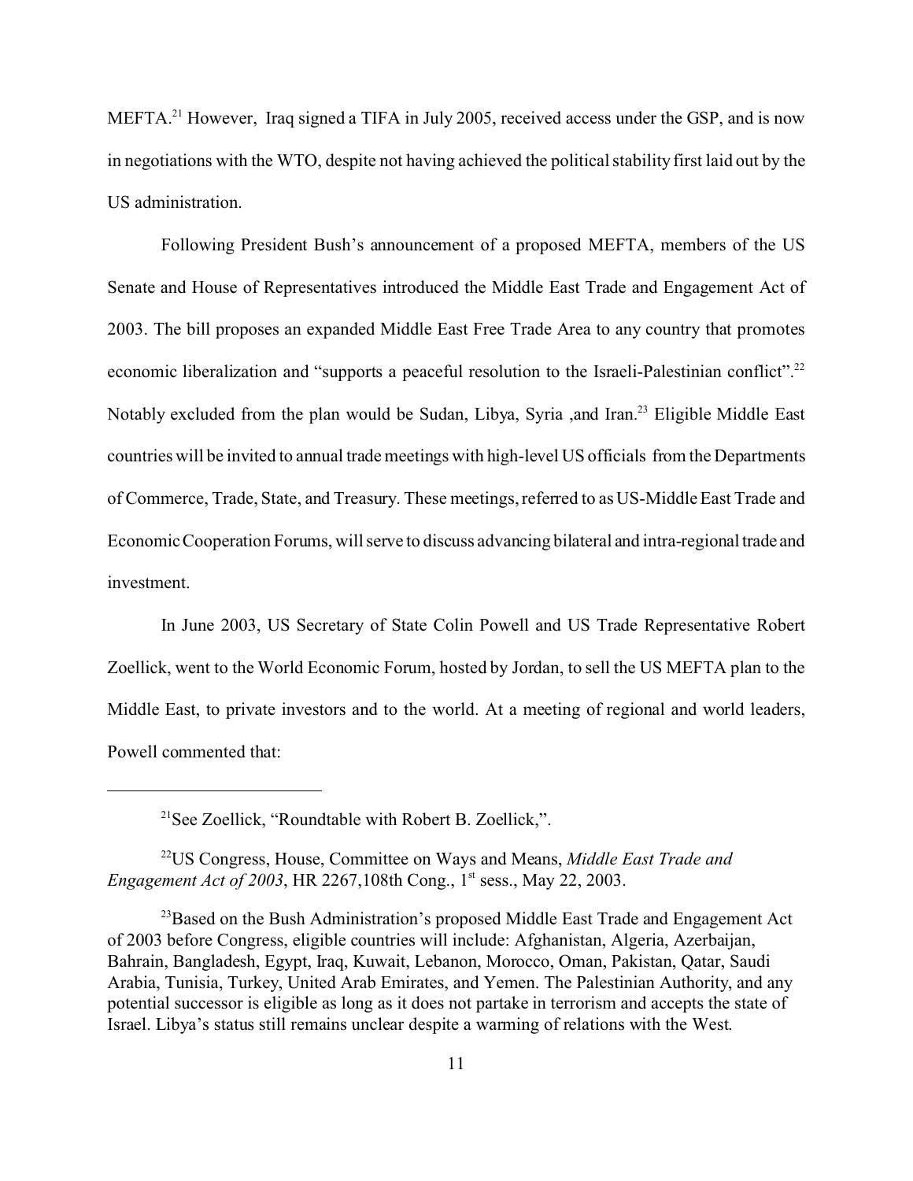MEFTA.[21] However, Iraq signed a TIFA in July 2005, received access under the GSP, and is now in negotiations with the WTO, despite not having achieved the political stability first laid out by the US administration.

Following President Bush's announcement of a proposed MEFTA, members of the US Senate and House of Representatives introduced the Middle East Trade and Engagement Act of 2003. The bill proposes an expanded Middle East Free Trade Area to any country that promotes economic liberalization and "supports a peaceful resolution to the Israeli-Palestinian conflict".[22] Notably excluded from the plan would be Sudan, Libya, Syria ,and Iran.[23] Eligible Middle East countries will be invited to annual trade meetings with high-level US officials from the Departments of Commerce, Trade, State, and Treasury. These meetings, referred to as US-Middle East Trade and Economic Cooperation Forums, will serve to discuss advancing bilateral and intra-regional trade and investment.

In June 2003, US Secretary of State Colin Powell and US Trade Representative Robert Zoellick, went to the World Economic Forum, hosted by Jordan, to sell the US MEFTA plan to the Middle East, to private investors and to the world. At a meeting of regional and world leaders, Powell commented that:

---

[21] See Zoellick, "Roundtable with Robert B. Zoellick,".

[22] US Congress, House, Committee on Ways and Means, *Middle East Trade and Engagement Act of 2003*, HR 2267,108th Cong., 1st sess., May 22, 2003.

[23] Based on the Bush Administration's proposed Middle East Trade and Engagement Act of 2003 before Congress, eligible countries will include: Afghanistan, Algeria, Azerbaijan, Bahrain, Bangladesh, Egypt, Iraq, Kuwait, Lebanon, Morocco, Oman, Pakistan, Qatar, Saudi Arabia, Tunisia, Turkey, United Arab Emirates, and Yemen. The Palestinian Authority, and any potential successor is eligible as long as it does not partake in terrorism and accepts the state of Israel. Libya's status still remains unclear despite a warming of relations with the West.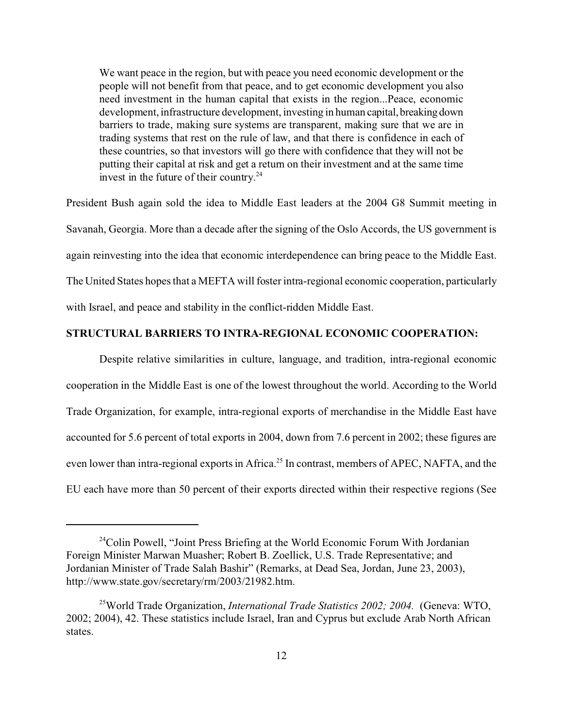> We want peace in the region, but with peace you need economic development or the people will not benefit from that peace, and to get economic development you also need investment in the human capital that exists in the region...Peace, economic development, infrastructure development, investing in human capital, breaking down barriers to trade, making sure systems are transparent, making sure that we are in trading systems that rest on the rule of law, and that there is confidence in each of these countries, so that investors will go there with confidence that they will not be putting their capital at risk and get a return on their investment and at the same time invest in the future of their country.[24]

President Bush again sold the idea to Middle East leaders at the 2004 G8 Summit meeting in Savanah, Georgia. More than a decade after the signing of the Oslo Accords, the US government is again reinvesting into the idea that economic interdependence can bring peace to the Middle East. The United States hopes that a MEFTA will foster intra-regional economic cooperation, particularly with Israel, and peace and stability in the conflict-ridden Middle East.

**STRUCTURAL BARRIERS TO INTRA-REGIONAL ECONOMIC COOPERATION:**

Despite relative similarities in culture, language, and tradition, intra-regional economic cooperation in the Middle East is one of the lowest throughout the world. According to the World Trade Organization, for example, intra-regional exports of merchandise in the Middle East have accounted for 5.6 percent of total exports in 2004, down from 7.6 percent in 2002; these figures are even lower than intra-regional exports in Africa.[25] In contrast, members of APEC, NAFTA, and the EU each have more than 50 percent of their exports directed within their respective regions (See

---

[24] Colin Powell, "Joint Press Briefing at the World Economic Forum With Jordanian Foreign Minister Marwan Muasher; Robert B. Zoellick, U.S. Trade Representative; and Jordanian Minister of Trade Salah Bashir" (Remarks, at Dead Sea, Jordan, June 23, 2003), http://www.state.gov/secretary/rm/2003/21982.htm.

[25] World Trade Organization, *International Trade Statistics 2002; 2004.* (Geneva: WTO, 2002; 2004), 42. These statistics include Israel, Iran and Cyprus but exclude Arab North African states.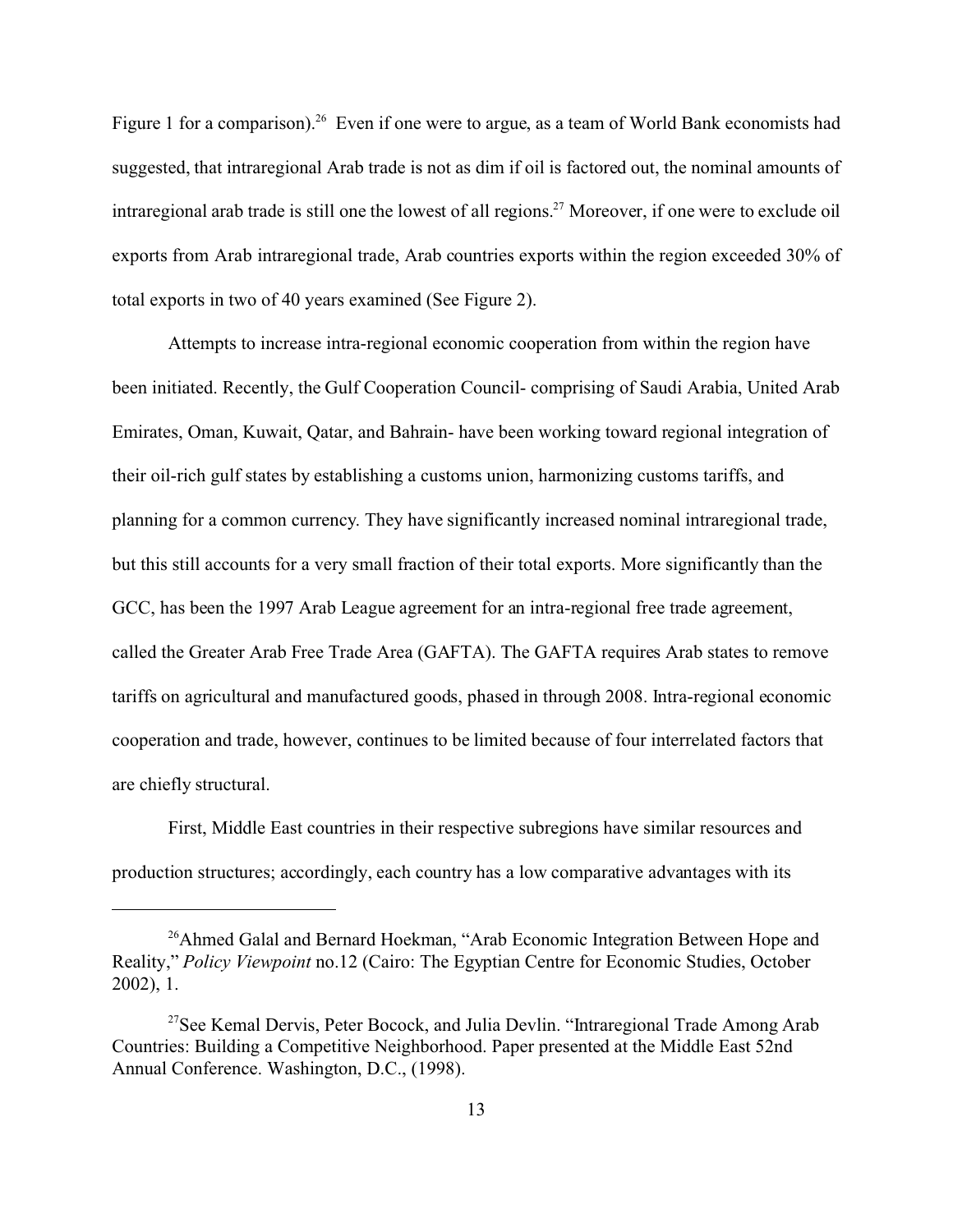Figure 1 for a comparison).[26] Even if one were to argue, as a team of World Bank economists had suggested, that intraregional Arab trade is not as dim if oil is factored out, the nominal amounts of intraregional arab trade is still one the lowest of all regions.[27] Moreover, if one were to exclude oil exports from Arab intraregional trade, Arab countries exports within the region exceeded 30% of total exports in two of 40 years examined (See Figure 2).

Attempts to increase intra-regional economic cooperation from within the region have been initiated. Recently, the Gulf Cooperation Council- comprising of Saudi Arabia, United Arab Emirates, Oman, Kuwait, Qatar, and Bahrain- have been working toward regional integration of their oil-rich gulf states by establishing a customs union, harmonizing customs tariffs, and planning for a common currency. They have significantly increased nominal intraregional trade, but this still accounts for a very small fraction of their total exports. More significantly than the GCC, has been the 1997 Arab League agreement for an intra-regional free trade agreement, called the Greater Arab Free Trade Area (GAFTA). The GAFTA requires Arab states to remove tariffs on agricultural and manufactured goods, phased in through 2008. Intra-regional economic cooperation and trade, however, continues to be limited because of four interrelated factors that are chiefly structural.

First, Middle East countries in their respective subregions have similar resources and production structures; accordingly, each country has a low comparative advantages with its

---

[26] Ahmed Galal and Bernard Hoekman, "Arab Economic Integration Between Hope and Reality," *Policy Viewpoint* no.12 (Cairo: The Egyptian Centre for Economic Studies, October 2002), 1.

[27] See Kemal Dervis, Peter Bocock, and Julia Devlin. "Intraregional Trade Among Arab Countries: Building a Competitive Neighborhood. Paper presented at the Middle East 52nd Annual Conference. Washington, D.C., (1998).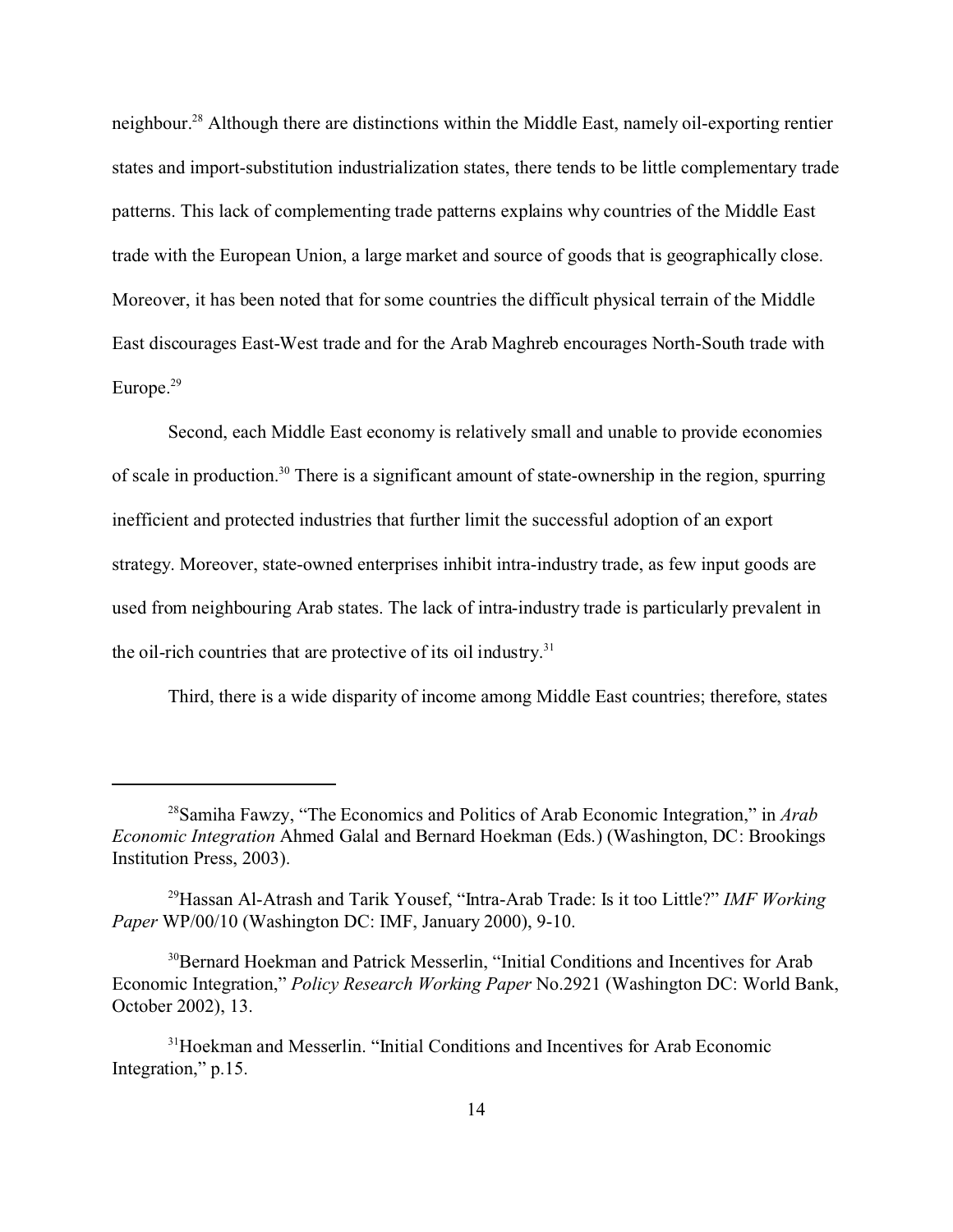neighbour.[28] Although there are distinctions within the Middle East, namely oil-exporting rentier states and import-substitution industrialization states, there tends to be little complementary trade patterns. This lack of complementing trade patterns explains why countries of the Middle East trade with the European Union, a large market and source of goods that is geographically close. Moreover, it has been noted that for some countries the difficult physical terrain of the Middle East discourages East-West trade and for the Arab Maghreb encourages North-South trade with Europe.[29]

Second, each Middle East economy is relatively small and unable to provide economies of scale in production.[30] There is a significant amount of state-ownership in the region, spurring inefficient and protected industries that further limit the successful adoption of an export strategy. Moreover, state-owned enterprises inhibit intra-industry trade, as few input goods are used from neighbouring Arab states. The lack of intra-industry trade is particularly prevalent in the oil-rich countries that are protective of its oil industry.[31]

Third, there is a wide disparity of income among Middle East countries; therefore, states

---

[28] Samiha Fawzy, "The Economics and Politics of Arab Economic Integration," in *Arab Economic Integration* Ahmed Galal and Bernard Hoekman (Eds.) (Washington, DC: Brookings Institution Press, 2003).

[29] Hassan Al-Atrash and Tarik Yousef, "Intra-Arab Trade: Is it too Little?" *IMF Working Paper* WP/00/10 (Washington DC: IMF, January 2000), 9-10.

[30] Bernard Hoekman and Patrick Messerlin, "Initial Conditions and Incentives for Arab Economic Integration," *Policy Research Working Paper* No.2921 (Washington DC: World Bank, October 2002), 13.

[31] Hoekman and Messerlin. "Initial Conditions and Incentives for Arab Economic Integration," p.15.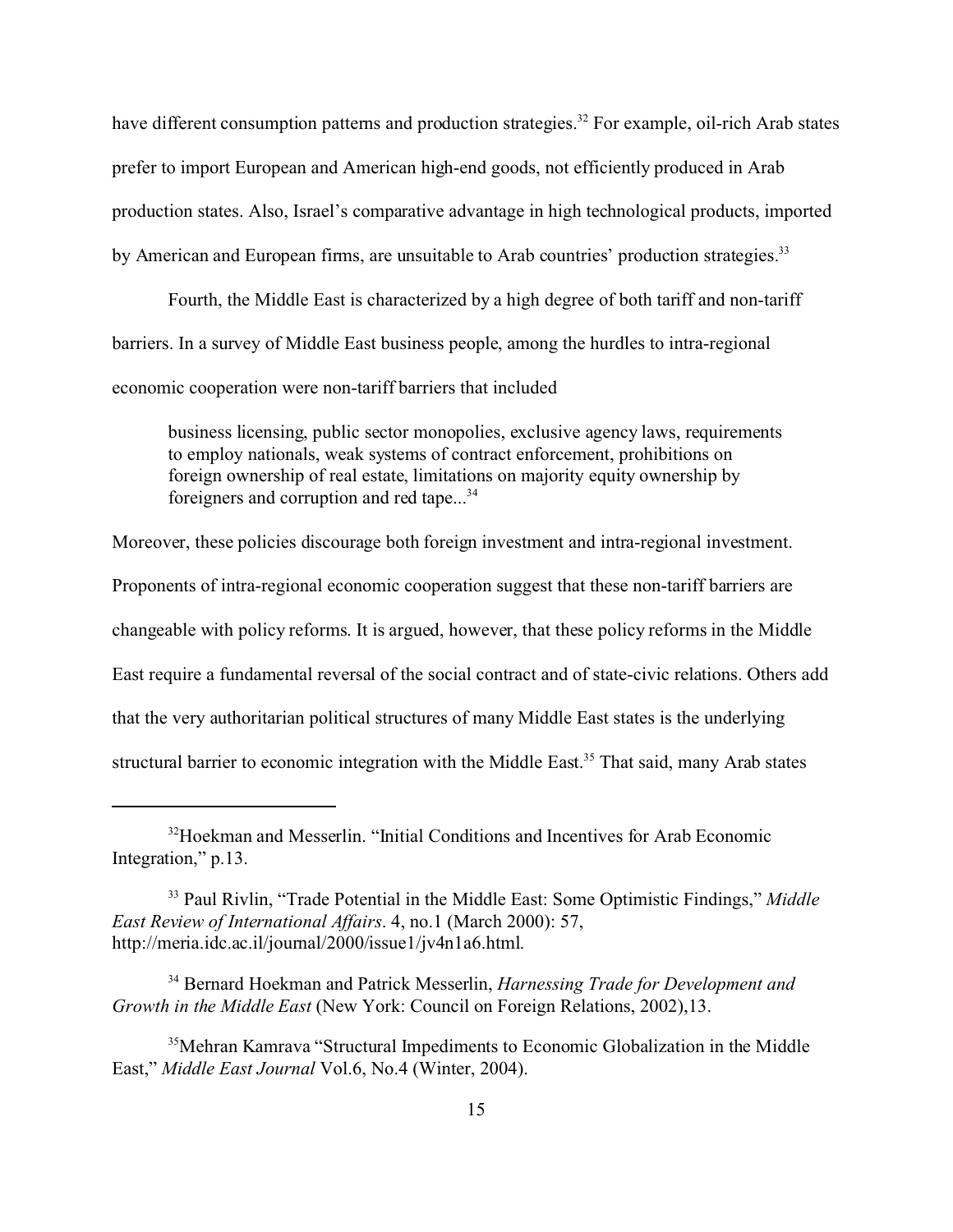have different consumption patterns and production strategies.[32] For example, oil-rich Arab states prefer to import European and American high-end goods, not efficiently produced in Arab production states. Also, Israel's comparative advantage in high technological products, imported by American and European firms, are unsuitable to Arab countries' production strategies.[33]

Fourth, the Middle East is characterized by a high degree of both tariff and non-tariff barriers. In a survey of Middle East business people, among the hurdles to intra-regional economic cooperation were non-tariff barriers that included

> business licensing, public sector monopolies, exclusive agency laws, requirements to employ nationals, weak systems of contract enforcement, prohibitions on foreign ownership of real estate, limitations on majority equity ownership by foreigners and corruption and red tape...[34]

Moreover, these policies discourage both foreign investment and intra-regional investment. Proponents of intra-regional economic cooperation suggest that these non-tariff barriers are changeable with policy reforms. It is argued, however, that these policy reforms in the Middle East require a fundamental reversal of the social contract and of state-civic relations. Others add that the very authoritarian political structures of many Middle East states is the underlying structural barrier to economic integration with the Middle East.[35] That said, many Arab states

---

[32] Hoekman and Messerlin. "Initial Conditions and Incentives for Arab Economic Integration," p.13.

[33] Paul Rivlin, "Trade Potential in the Middle East: Some Optimistic Findings," *Middle East Review of International Affairs*. 4, no.1 (March 2000): 57, http://meria.idc.ac.il/journal/2000/issue1/jv4n1a6.html.

[34] Bernard Hoekman and Patrick Messerlin, *Harnessing Trade for Development and Growth in the Middle East* (New York: Council on Foreign Relations, 2002),13.

[35] Mehran Kamrava "Structural Impediments to Economic Globalization in the Middle East," *Middle East Journal* Vol.6, No.4 (Winter, 2004).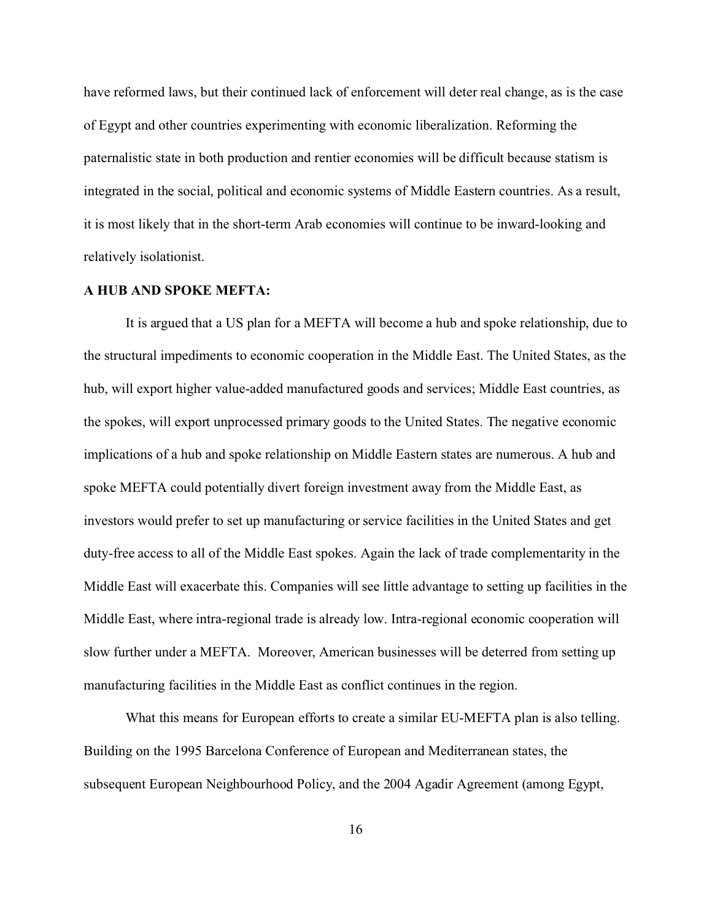have reformed laws, but their continued lack of enforcement will deter real change, as is the case of Egypt and other countries experimenting with economic liberalization. Reforming the paternalistic state in both production and rentier economies will be difficult because statism is integrated in the social, political and economic systems of Middle Eastern countries. As a result, it is most likely that in the short-term Arab economies will continue to be inward-looking and relatively isolationist.

**A HUB AND SPOKE MEFTA:**

It is argued that a US plan for a MEFTA will become a hub and spoke relationship, due to the structural impediments to economic cooperation in the Middle East. The United States, as the hub, will export higher value-added manufactured goods and services; Middle East countries, as the spokes, will export unprocessed primary goods to the United States. The negative economic implications of a hub and spoke relationship on Middle Eastern states are numerous. A hub and spoke MEFTA could potentially divert foreign investment away from the Middle East, as investors would prefer to set up manufacturing or service facilities in the United States and get duty-free access to all of the Middle East spokes. Again the lack of trade complementarity in the Middle East will exacerbate this. Companies will see little advantage to setting up facilities in the Middle East, where intra-regional trade is already low. Intra-regional economic cooperation will slow further under a MEFTA. Moreover, American businesses will be deterred from setting up manufacturing facilities in the Middle East as conflict continues in the region.

What this means for European efforts to create a similar EU-MEFTA plan is also telling. Building on the 1995 Barcelona Conference of European and Mediterranean states, the subsequent European Neighbourhood Policy, and the 2004 Agadir Agreement (among Egypt,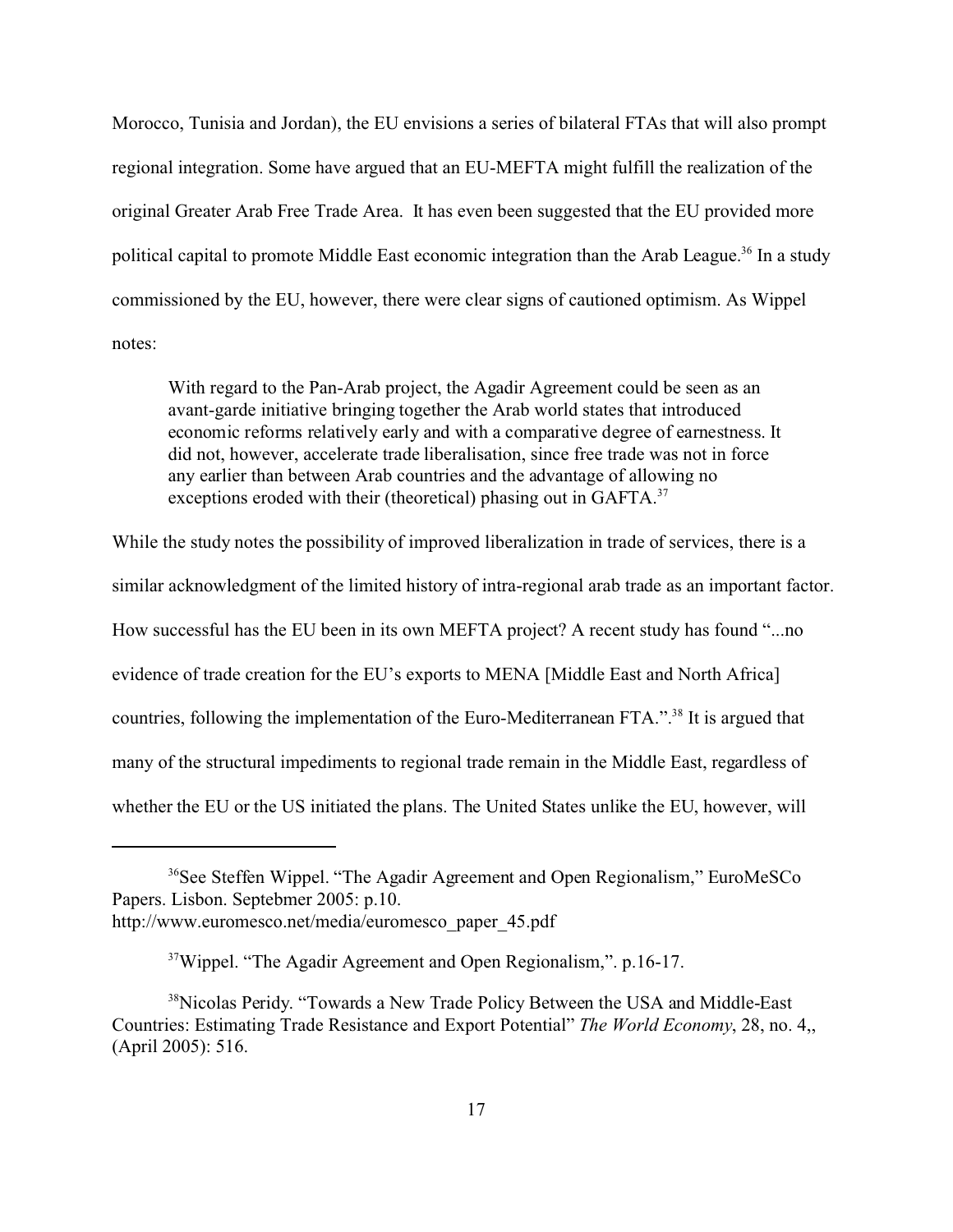Morocco, Tunisia and Jordan), the EU envisions a series of bilateral FTAs that will also prompt regional integration. Some have argued that an EU-MEFTA might fulfill the realization of the original Greater Arab Free Trade Area. It has even been suggested that the EU provided more political capital to promote Middle East economic integration than the Arab League.[36] In a study commissioned by the EU, however, there were clear signs of cautioned optimism. As Wippel notes:

> With regard to the Pan-Arab project, the Agadir Agreement could be seen as an avant-garde initiative bringing together the Arab world states that introduced economic reforms relatively early and with a comparative degree of earnestness. It did not, however, accelerate trade liberalisation, since free trade was not in force any earlier than between Arab countries and the advantage of allowing no exceptions eroded with their (theoretical) phasing out in GAFTA.[37]

While the study notes the possibility of improved liberalization in trade of services, there is a similar acknowledgment of the limited history of intra-regional arab trade as an important factor. How successful has the EU been in its own MEFTA project? A recent study has found "...no evidence of trade creation for the EU's exports to MENA [Middle East and North Africa] countries, following the implementation of the Euro-Mediterranean FTA.".[38] It is argued that many of the structural impediments to regional trade remain in the Middle East, regardless of whether the EU or the US initiated the plans. The United States unlike the EU, however, will

---

[36] See Steffen Wippel. "The Agadir Agreement and Open Regionalism," EuroMeSCo Papers. Lisbon. Septebmer 2005: p.10. http://www.euromesco.net/media/euromesco_paper_45.pdf

[37] Wippel. "The Agadir Agreement and Open Regionalism,". p.16-17.

[38] Nicolas Peridy. "Towards a New Trade Policy Between the USA and Middle-East Countries: Estimating Trade Resistance and Export Potential" *The World Economy*, 28, no. 4,, (April 2005): 516.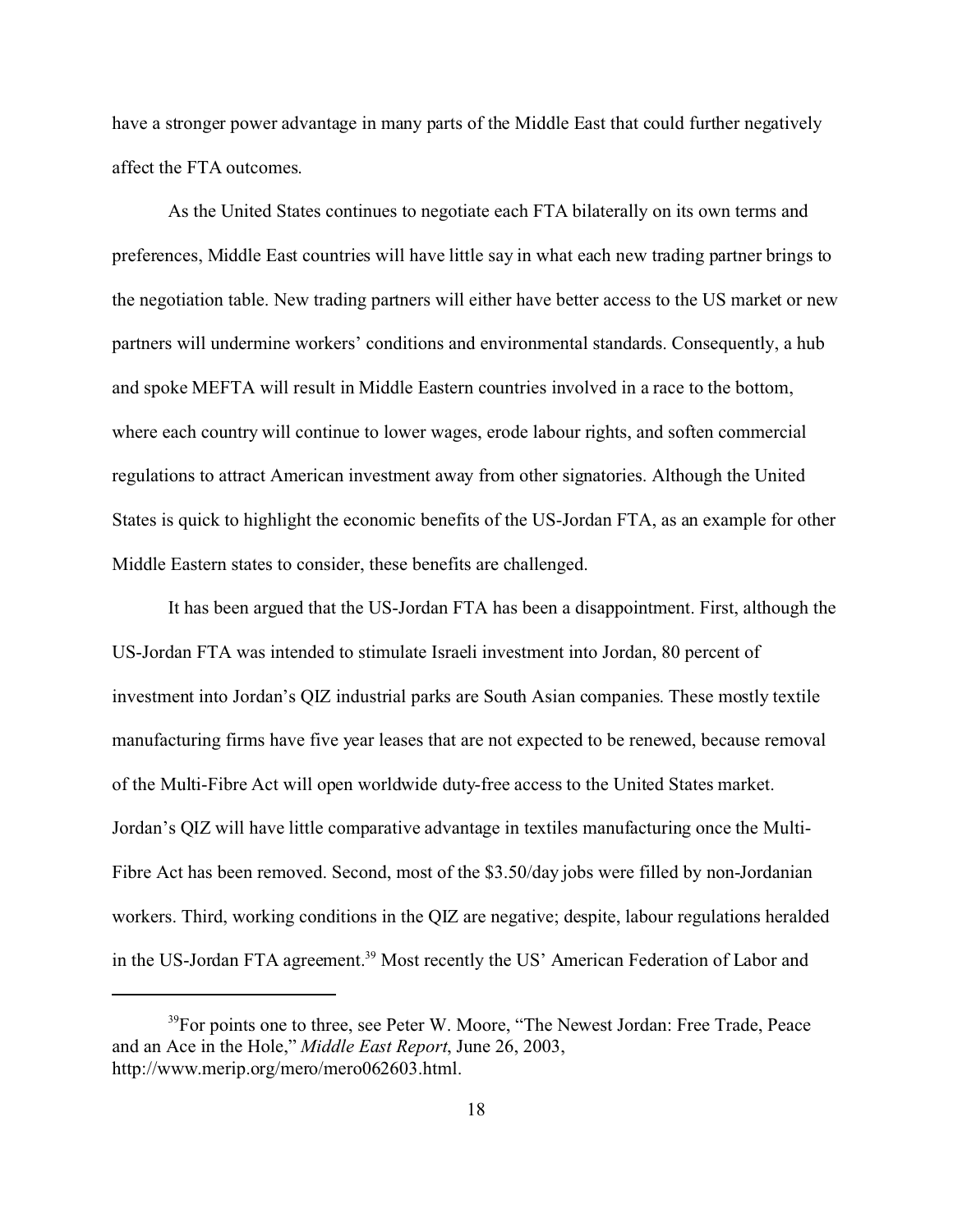have a stronger power advantage in many parts of the Middle East that could further negatively affect the FTA outcomes.

As the United States continues to negotiate each FTA bilaterally on its own terms and preferences, Middle East countries will have little say in what each new trading partner brings to the negotiation table. New trading partners will either have better access to the US market or new partners will undermine workers' conditions and environmental standards. Consequently, a hub and spoke MEFTA will result in Middle Eastern countries involved in a race to the bottom, where each country will continue to lower wages, erode labour rights, and soften commercial regulations to attract American investment away from other signatories. Although the United States is quick to highlight the economic benefits of the US-Jordan FTA, as an example for other Middle Eastern states to consider, these benefits are challenged.

It has been argued that the US-Jordan FTA has been a disappointment. First, although the US-Jordan FTA was intended to stimulate Israeli investment into Jordan, 80 percent of investment into Jordan's QIZ industrial parks are South Asian companies. These mostly textile manufacturing firms have five year leases that are not expected to be renewed, because removal of the Multi-Fibre Act will open worldwide duty-free access to the United States market. Jordan's QIZ will have little comparative advantage in textiles manufacturing once the Multi-Fibre Act has been removed. Second, most of the $3.50/day jobs were filled by non-Jordanian workers. Third, working conditions in the QIZ are negative; despite, labour regulations heralded in the US-Jordan FTA agreement.[39] Most recently the US' American Federation of Labor and

---

[39] For points one to three, see Peter W. Moore, "The Newest Jordan: Free Trade, Peace and an Ace in the Hole," *Middle East Report*, June 26, 2003, http://www.merip.org/mero/mero062603.html.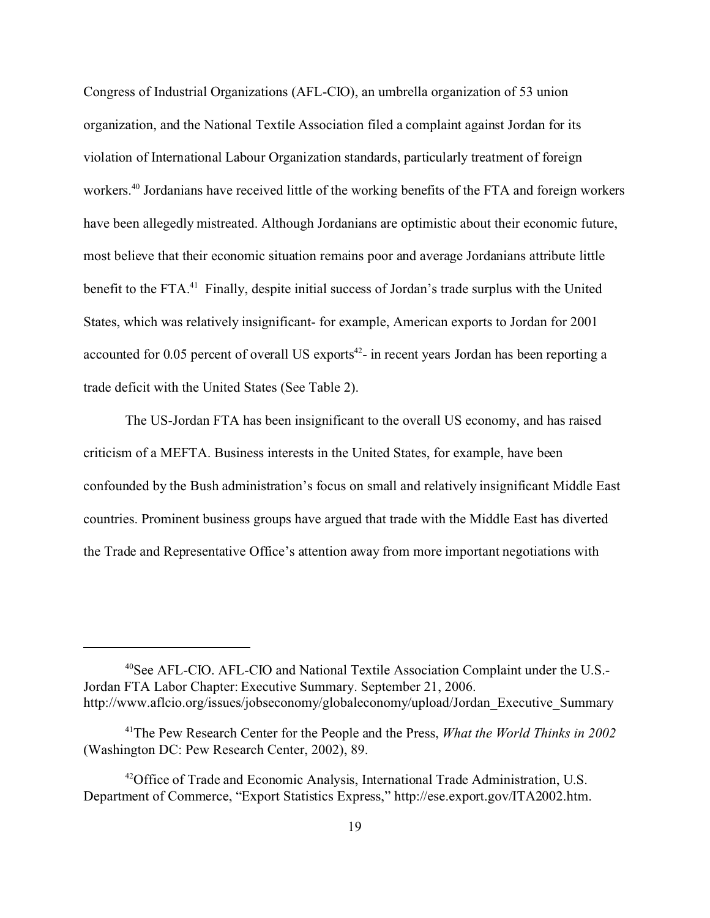Congress of Industrial Organizations (AFL-CIO), an umbrella organization of 53 union organization, and the National Textile Association filed a complaint against Jordan for its violation of International Labour Organization standards, particularly treatment of foreign workers.[40] Jordanians have received little of the working benefits of the FTA and foreign workers have been allegedly mistreated. Although Jordanians are optimistic about their economic future, most believe that their economic situation remains poor and average Jordanians attribute little benefit to the FTA.[41] Finally, despite initial success of Jordan's trade surplus with the United States, which was relatively insignificant- for example, American exports to Jordan for 2001 accounted for 0.05 percent of overall US exports[42]- in recent years Jordan has been reporting a trade deficit with the United States (See Table 2).

The US-Jordan FTA has been insignificant to the overall US economy, and has raised criticism of a MEFTA. Business interests in the United States, for example, have been confounded by the Bush administration's focus on small and relatively insignificant Middle East countries. Prominent business groups have argued that trade with the Middle East has diverted the Trade and Representative Office's attention away from more important negotiations with

---

[40]See AFL-CIO. AFL-CIO and National Textile Association Complaint under the U.S.-Jordan FTA Labor Chapter: Executive Summary. September 21, 2006. http://www.aflcio.org/issues/jobseconomy/globaleconomy/upload/Jordan_Executive_Summary

[41]The Pew Research Center for the People and the Press, *What the World Thinks in 2002* (Washington DC: Pew Research Center, 2002), 89.

[42]Office of Trade and Economic Analysis, International Trade Administration, U.S. Department of Commerce, "Export Statistics Express," http://ese.export.gov/ITA2002.htm.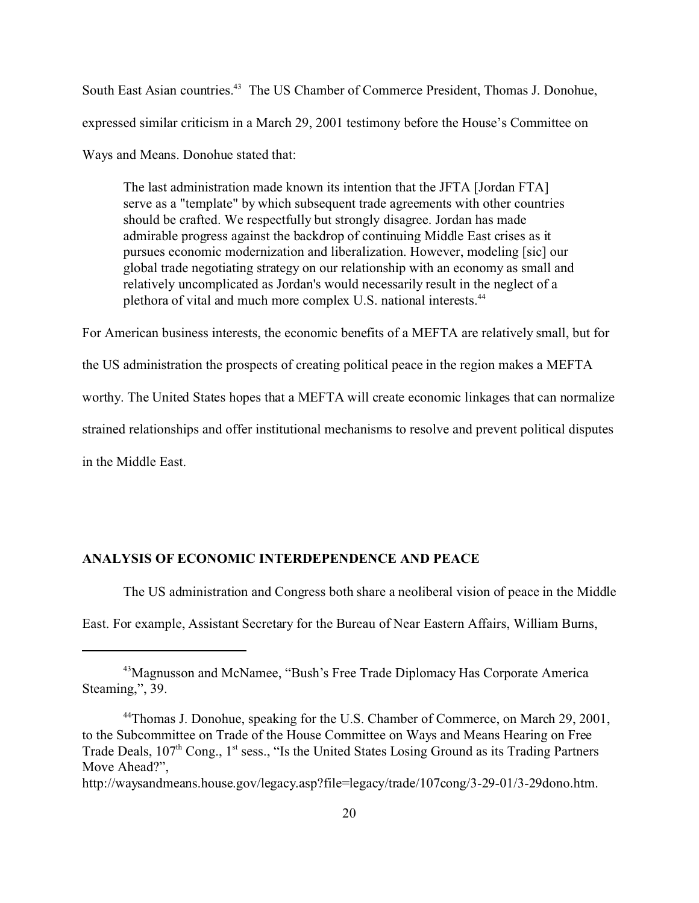South East Asian countries.[43] The US Chamber of Commerce President, Thomas J. Donohue, expressed similar criticism in a March 29, 2001 testimony before the House's Committee on Ways and Means. Donohue stated that:

> The last administration made known its intention that the JFTA [Jordan FTA] serve as a "template" by which subsequent trade agreements with other countries should be crafted. We respectfully but strongly disagree. Jordan has made admirable progress against the backdrop of continuing Middle East crises as it pursues economic modernization and liberalization. However, modeling [sic] our global trade negotiating strategy on our relationship with an economy as small and relatively uncomplicated as Jordan's would necessarily result in the neglect of a plethora of vital and much more complex U.S. national interests.[44]

For American business interests, the economic benefits of a MEFTA are relatively small, but for the US administration the prospects of creating political peace in the region makes a MEFTA worthy. The United States hopes that a MEFTA will create economic linkages that can normalize strained relationships and offer institutional mechanisms to resolve and prevent political disputes in the Middle East.

## ANALYSIS OF ECONOMIC INTERDEPENDENCE AND PEACE

The US administration and Congress both share a neoliberal vision of peace in the Middle East. For example, Assistant Secretary for the Bureau of Near Eastern Affairs, William Burns,

---

[43] Magnusson and McNamee, "Bush's Free Trade Diplomacy Has Corporate America Steaming,", 39.

[44] Thomas J. Donohue, speaking for the U.S. Chamber of Commerce, on March 29, 2001, to the Subcommittee on Trade of the House Committee on Ways and Means Hearing on Free Trade Deals, 107th Cong., 1st sess., "Is the United States Losing Ground as its Trading Partners Move Ahead?", http://waysandmeans.house.gov/legacy.asp?file=legacy/trade/107cong/3-29-01/3-29dono.htm.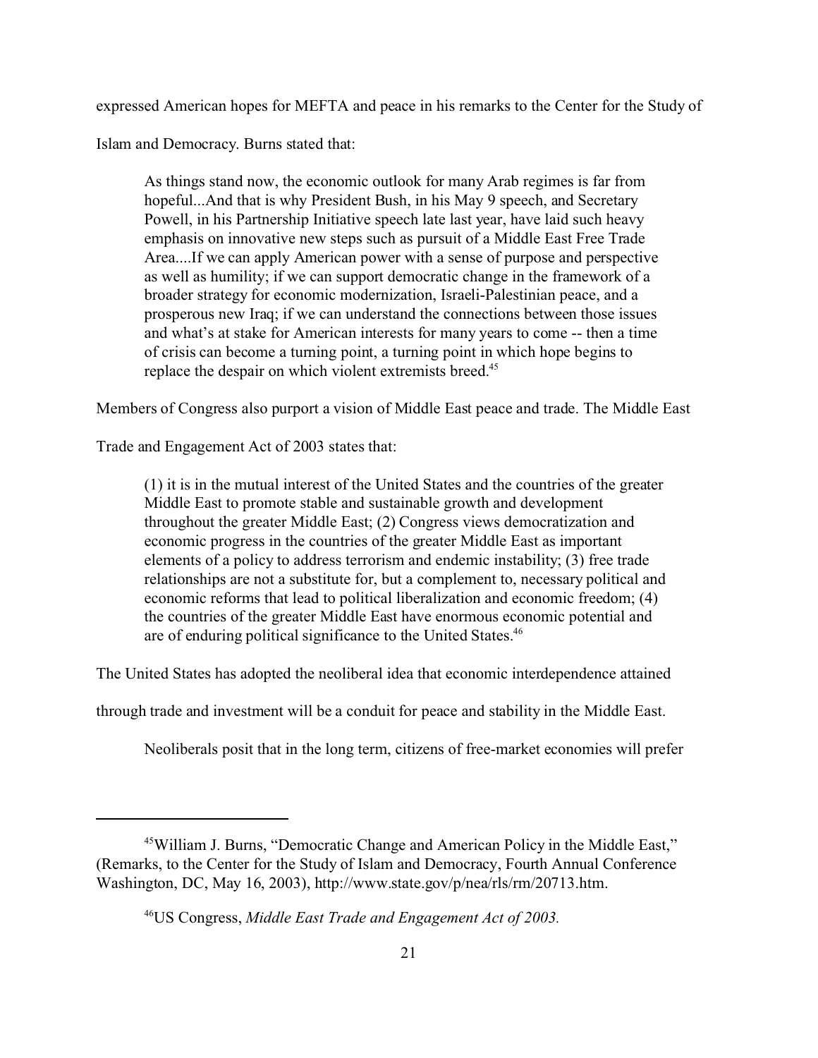expressed American hopes for MEFTA and peace in his remarks to the Center for the Study of Islam and Democracy. Burns stated that:

> As things stand now, the economic outlook for many Arab regimes is far from hopeful...And that is why President Bush, in his May 9 speech, and Secretary Powell, in his Partnership Initiative speech late last year, have laid such heavy emphasis on innovative new steps such as pursuit of a Middle East Free Trade Area....If we can apply American power with a sense of purpose and perspective as well as humility; if we can support democratic change in the framework of a broader strategy for economic modernization, Israeli-Palestinian peace, and a prosperous new Iraq; if we can understand the connections between those issues and what's at stake for American interests for many years to come -- then a time of crisis can become a turning point, a turning point in which hope begins to replace the despair on which violent extremists breed.[45]

Members of Congress also purport a vision of Middle East peace and trade. The Middle East Trade and Engagement Act of 2003 states that:

> (1) it is in the mutual interest of the United States and the countries of the greater Middle East to promote stable and sustainable growth and development throughout the greater Middle East; (2) Congress views democratization and economic progress in the countries of the greater Middle East as important elements of a policy to address terrorism and endemic instability; (3) free trade relationships are not a substitute for, but a complement to, necessary political and economic reforms that lead to political liberalization and economic freedom; (4) the countries of the greater Middle East have enormous economic potential and are of enduring political significance to the United States.[46]

The United States has adopted the neoliberal idea that economic interdependence attained through trade and investment will be a conduit for peace and stability in the Middle East.

Neoliberals posit that in the long term, citizens of free-market economies will prefer

---

[45] William J. Burns, "Democratic Change and American Policy in the Middle East," (Remarks, to the Center for the Study of Islam and Democracy, Fourth Annual Conference Washington, DC, May 16, 2003), http://www.state.gov/p/nea/rls/rm/20713.htm.

[46] US Congress, *Middle East Trade and Engagement Act of 2003.*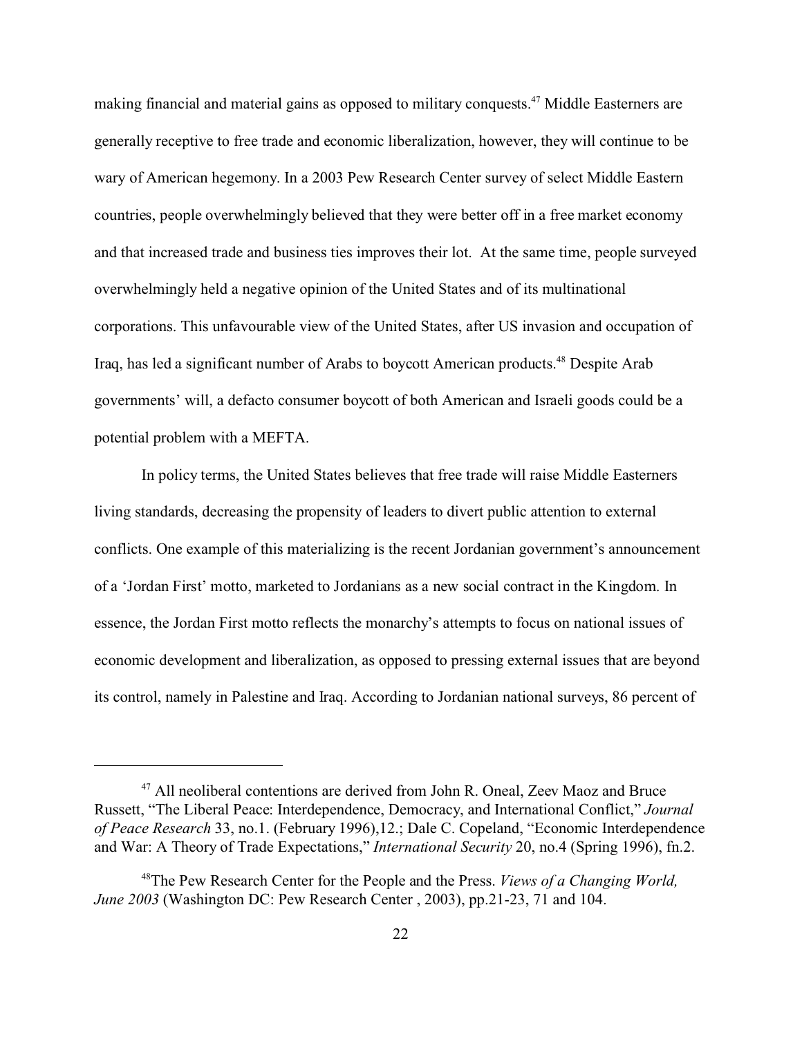making financial and material gains as opposed to military conquests.[47] Middle Easterners are generally receptive to free trade and economic liberalization, however, they will continue to be wary of American hegemony. In a 2003 Pew Research Center survey of select Middle Eastern countries, people overwhelmingly believed that they were better off in a free market economy and that increased trade and business ties improves their lot. At the same time, people surveyed overwhelmingly held a negative opinion of the United States and of its multinational corporations. This unfavourable view of the United States, after US invasion and occupation of Iraq, has led a significant number of Arabs to boycott American products.[48] Despite Arab governments' will, a defacto consumer boycott of both American and Israeli goods could be a potential problem with a MEFTA.

In policy terms, the United States believes that free trade will raise Middle Easterners living standards, decreasing the propensity of leaders to divert public attention to external conflicts. One example of this materializing is the recent Jordanian government's announcement of a 'Jordan First' motto, marketed to Jordanians as a new social contract in the Kingdom. In essence, the Jordan First motto reflects the monarchy's attempts to focus on national issues of economic development and liberalization, as opposed to pressing external issues that are beyond its control, namely in Palestine and Iraq. According to Jordanian national surveys, 86 percent of

---

[47] All neoliberal contentions are derived from John R. Oneal, Zeev Maoz and Bruce Russett, "The Liberal Peace: Interdependence, Democracy, and International Conflict," *Journal of Peace Research* 33, no.1. (February 1996),12.; Dale C. Copeland, "Economic Interdependence and War: A Theory of Trade Expectations," *International Security* 20, no.4 (Spring 1996), fn.2.

[48] The Pew Research Center for the People and the Press. *Views of a Changing World, June 2003* (Washington DC: Pew Research Center , 2003), pp.21-23, 71 and 104.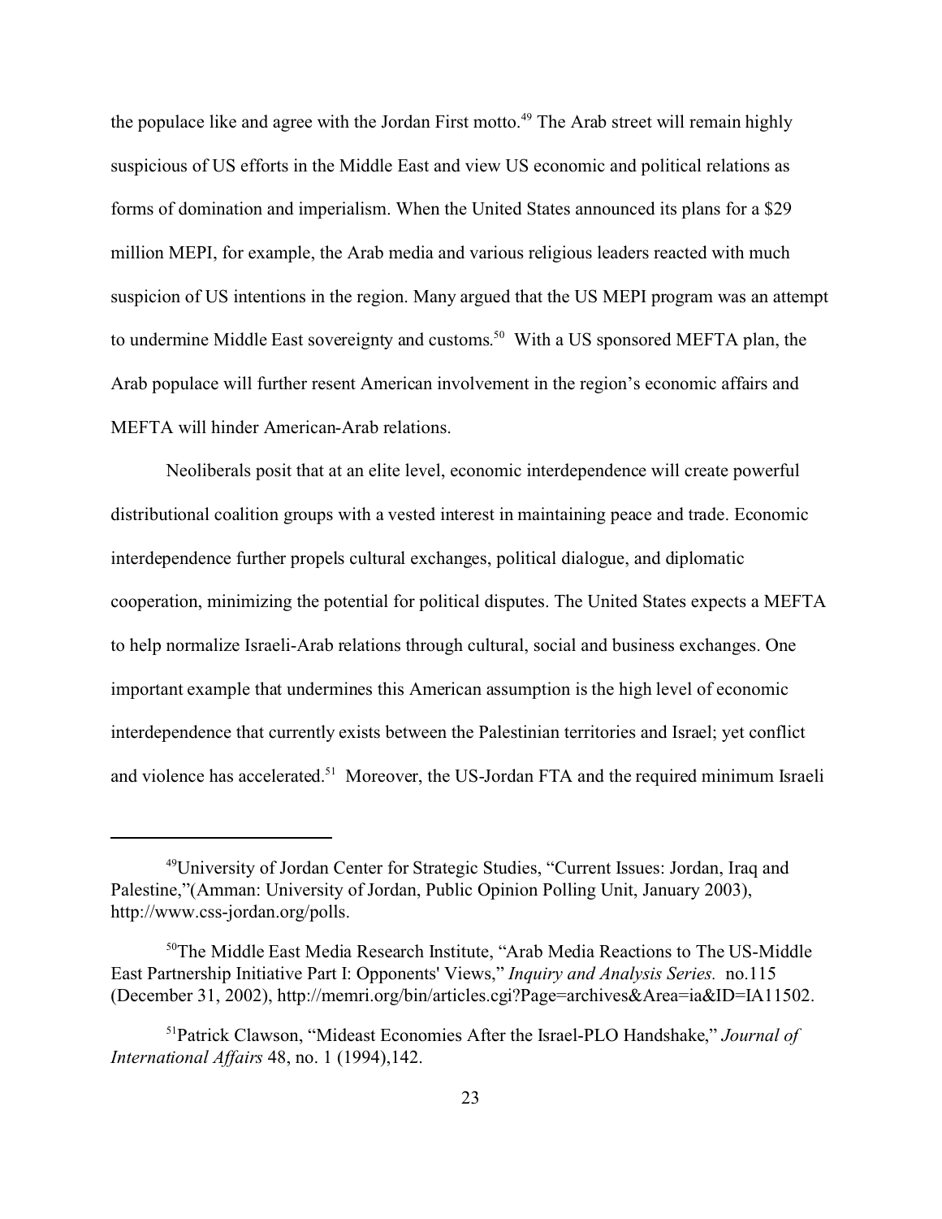the populace like and agree with the Jordan First motto.[49] The Arab street will remain highly suspicious of US efforts in the Middle East and view US economic and political relations as forms of domination and imperialism. When the United States announced its plans for a $29 million MEPI, for example, the Arab media and various religious leaders reacted with much suspicion of US intentions in the region. Many argued that the US MEPI program was an attempt to undermine Middle East sovereignty and customs.[50] With a US sponsored MEFTA plan, the Arab populace will further resent American involvement in the region's economic affairs and MEFTA will hinder American-Arab relations.

Neoliberals posit that at an elite level, economic interdependence will create powerful distributional coalition groups with a vested interest in maintaining peace and trade. Economic interdependence further propels cultural exchanges, political dialogue, and diplomatic cooperation, minimizing the potential for political disputes. The United States expects a MEFTA to help normalize Israeli-Arab relations through cultural, social and business exchanges. One important example that undermines this American assumption is the high level of economic interdependence that currently exists between the Palestinian territories and Israel; yet conflict and violence has accelerated.[51] Moreover, the US-Jordan FTA and the required minimum Israeli

---

[49] University of Jordan Center for Strategic Studies, "Current Issues: Jordan, Iraq and Palestine,"(Amman: University of Jordan, Public Opinion Polling Unit, January 2003), http://www.css-jordan.org/polls.

[50] The Middle East Media Research Institute, "Arab Media Reactions to The US-Middle East Partnership Initiative Part I: Opponents' Views," *Inquiry and Analysis Series.* no.115 (December 31, 2002), http://memri.org/bin/articles.cgi?Page=archives&Area=ia&ID=IA11502.

[51] Patrick Clawson, "Mideast Economies After the Israel-PLO Handshake," *Journal of International Affairs* 48, no. 1 (1994),142.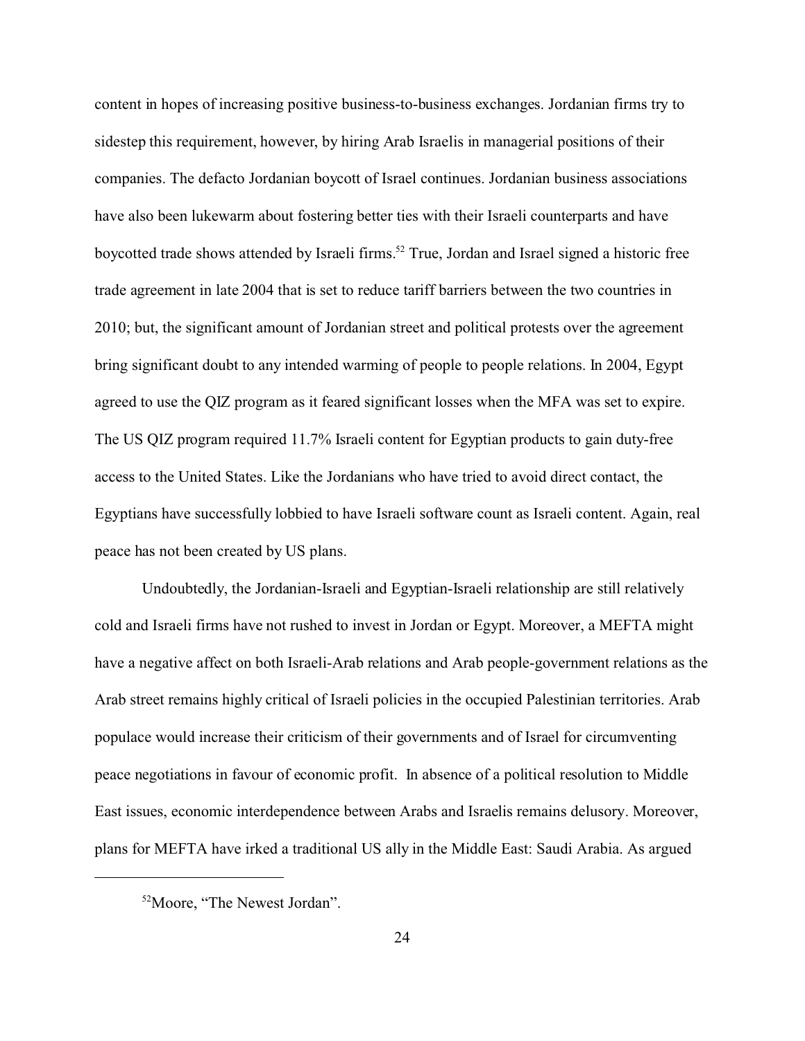content in hopes of increasing positive business-to-business exchanges. Jordanian firms try to sidestep this requirement, however, by hiring Arab Israelis in managerial positions of their companies. The defacto Jordanian boycott of Israel continues. Jordanian business associations have also been lukewarm about fostering better ties with their Israeli counterparts and have boycotted trade shows attended by Israeli firms.[52] True, Jordan and Israel signed a historic free trade agreement in late 2004 that is set to reduce tariff barriers between the two countries in 2010; but, the significant amount of Jordanian street and political protests over the agreement bring significant doubt to any intended warming of people to people relations. In 2004, Egypt agreed to use the QIZ program as it feared significant losses when the MFA was set to expire. The US QIZ program required 11.7% Israeli content for Egyptian products to gain duty-free access to the United States. Like the Jordanians who have tried to avoid direct contact, the Egyptians have successfully lobbied to have Israeli software count as Israeli content. Again, real peace has not been created by US plans.

Undoubtedly, the Jordanian-Israeli and Egyptian-Israeli relationship are still relatively cold and Israeli firms have not rushed to invest in Jordan or Egypt. Moreover, a MEFTA might have a negative affect on both Israeli-Arab relations and Arab people-government relations as the Arab street remains highly critical of Israeli policies in the occupied Palestinian territories. Arab populace would increase their criticism of their governments and of Israel for circumventing peace negotiations in favour of economic profit. In absence of a political resolution to Middle East issues, economic interdependence between Arabs and Israelis remains delusory. Moreover, plans for MEFTA have irked a traditional US ally in the Middle East: Saudi Arabia. As argued

[52] Moore, "The Newest Jordan".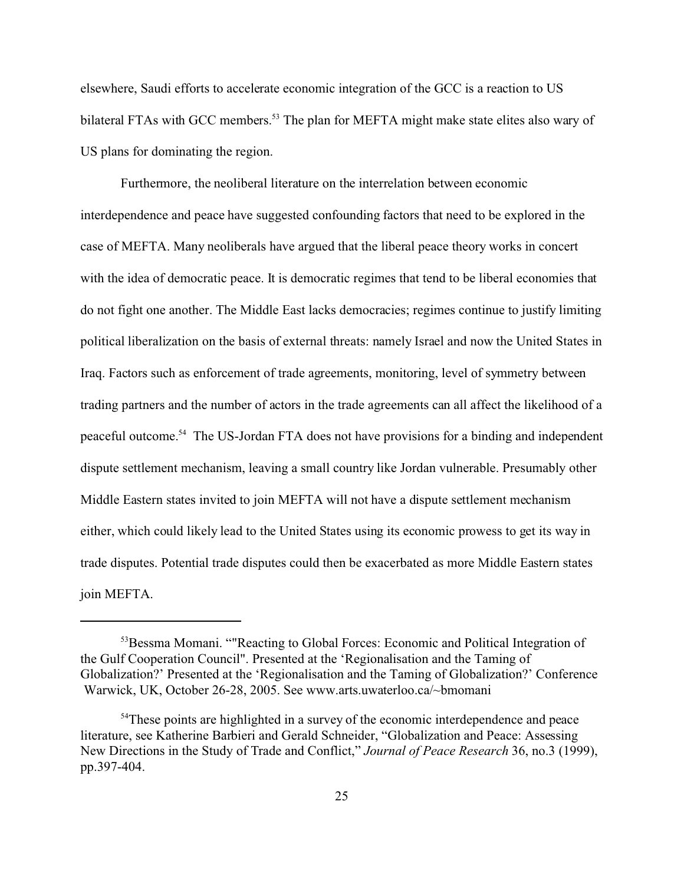elsewhere, Saudi efforts to accelerate economic integration of the GCC is a reaction to US bilateral FTAs with GCC members.[53] The plan for MEFTA might make state elites also wary of US plans for dominating the region.

Furthermore, the neoliberal literature on the interrelation between economic interdependence and peace have suggested confounding factors that need to be explored in the case of MEFTA. Many neoliberals have argued that the liberal peace theory works in concert with the idea of democratic peace. It is democratic regimes that tend to be liberal economies that do not fight one another. The Middle East lacks democracies; regimes continue to justify limiting political liberalization on the basis of external threats: namely Israel and now the United States in Iraq. Factors such as enforcement of trade agreements, monitoring, level of symmetry between trading partners and the number of actors in the trade agreements can all affect the likelihood of a peaceful outcome.[54] The US-Jordan FTA does not have provisions for a binding and independent dispute settlement mechanism, leaving a small country like Jordan vulnerable. Presumably other Middle Eastern states invited to join MEFTA will not have a dispute settlement mechanism either, which could likely lead to the United States using its economic prowess to get its way in trade disputes. Potential trade disputes could then be exacerbated as more Middle Eastern states join MEFTA.

---

[53] Bessma Momani. “"Reacting to Global Forces: Economic and Political Integration of the Gulf Cooperation Council". Presented at the ‘Regionalisation and the Taming of Globalization?’ Presented at the ‘Regionalisation and the Taming of Globalization?’ Conference Warwick, UK, October 26-28, 2005. See www.arts.uwaterloo.ca/~bmomani

[54] These points are highlighted in a survey of the economic interdependence and peace literature, see Katherine Barbieri and Gerald Schneider, “Globalization and Peace: Assessing New Directions in the Study of Trade and Conflict,” *Journal of Peace Research* 36, no.3 (1999), pp.397-404.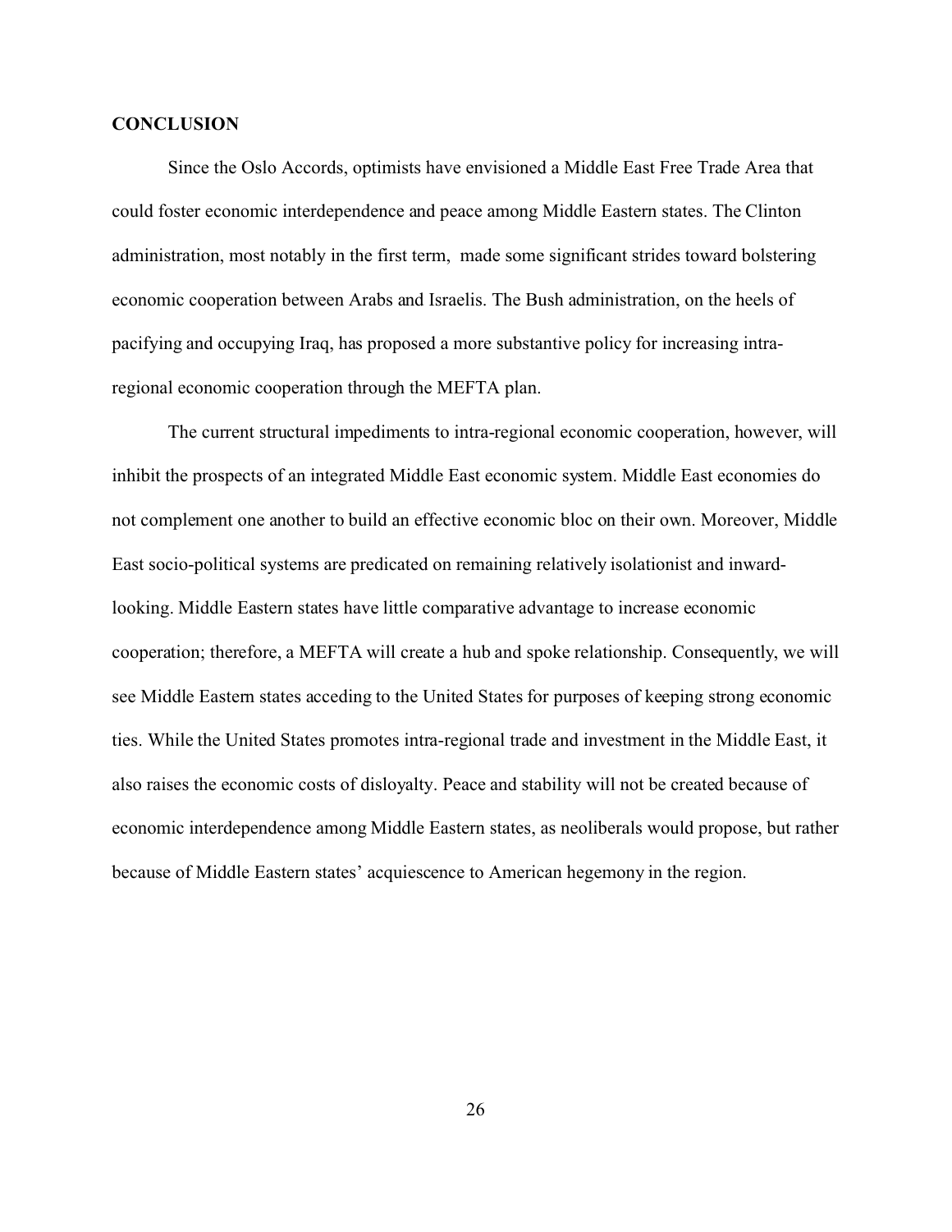## CONCLUSION

Since the Oslo Accords, optimists have envisioned a Middle East Free Trade Area that could foster economic interdependence and peace among Middle Eastern states. The Clinton administration, most notably in the first term, made some significant strides toward bolstering economic cooperation between Arabs and Israelis. The Bush administration, on the heels of pacifying and occupying Iraq, has proposed a more substantive policy for increasing intra-regional economic cooperation through the MEFTA plan.

The current structural impediments to intra-regional economic cooperation, however, will inhibit the prospects of an integrated Middle East economic system. Middle East economies do not complement one another to build an effective economic bloc on their own. Moreover, Middle East socio-political systems are predicated on remaining relatively isolationist and inward-looking. Middle Eastern states have little comparative advantage to increase economic cooperation; therefore, a MEFTA will create a hub and spoke relationship. Consequently, we will see Middle Eastern states acceding to the United States for purposes of keeping strong economic ties. While the United States promotes intra-regional trade and investment in the Middle East, it also raises the economic costs of disloyalty. Peace and stability will not be created because of economic interdependence among Middle Eastern states, as neoliberals would propose, but rather because of Middle Eastern states' acquiescence to American hegemony in the region.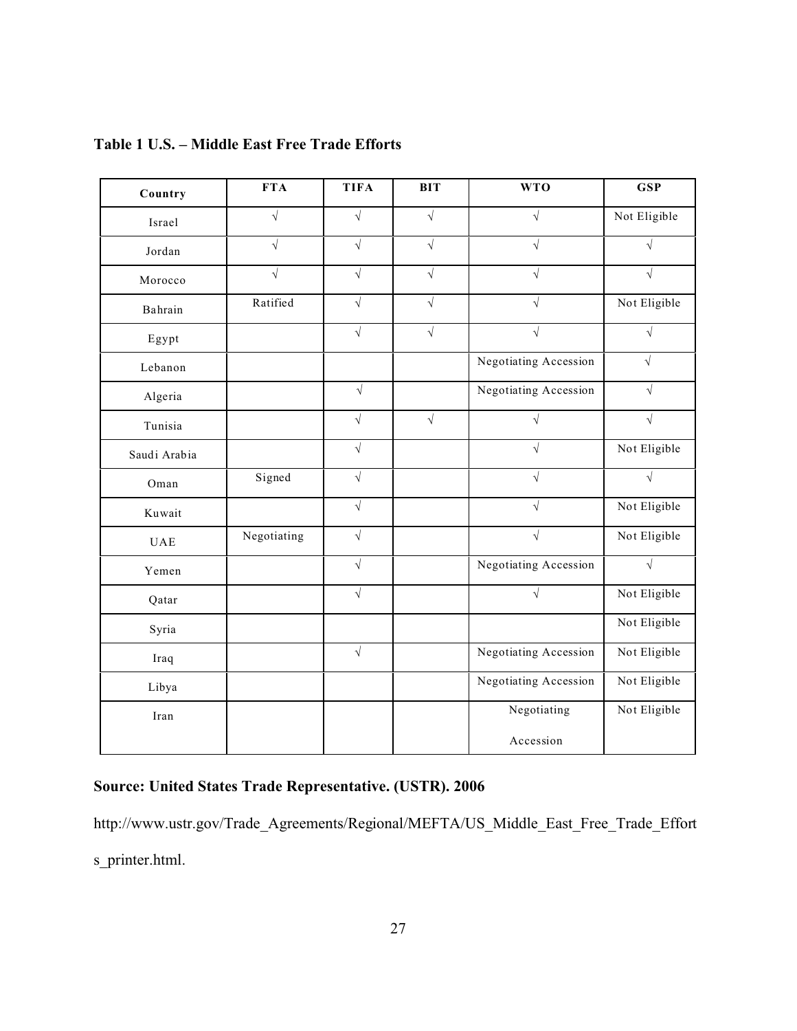**Table 1 U.S. – Middle East Free Trade Efforts**

| Country | FTA | TIFA | BIT | WTO | GSP |
|---|---|---|---|---|---|
| Israel | √ | √ | √ | √ | Not Eligible |
| Jordan | √ | √ | √ | √ | √ |
| Morocco | √ | √ | √ | √ | √ |
| Bahrain | Ratified | √ | √ | √ | Not Eligible |
| Egypt | | √ | √ | √ | √ |
| Lebanon | | | | Negotiating Accession | √ |
| Algeria | | √ | | Negotiating Accession | √ |
| Tunisia | | √ | √ | √ | √ |
| Saudi Arabia | | √ | | √ | Not Eligible |
| Oman | Signed | √ | | √ | √ |
| Kuwait | | √ | | √ | Not Eligible |
| UAE | Negotiating | √ | | √ | Not Eligible |
| Yemen | | √ | | Negotiating Accession | √ |
| Qatar | | √ | | √ | Not Eligible |
| Syria | | | | | Not Eligible |
| Iraq | | √ | | Negotiating Accession | Not Eligible |
| Libya | | | | Negotiating Accession | Not Eligible |
| Iran | | | | Negotiating Accession | Not Eligible |

**Source: United States Trade Representative. (USTR). 2006**

http://www.ustr.gov/Trade_Agreements/Regional/MEFTA/US_Middle_East_Free_Trade_Efforts_printer.html.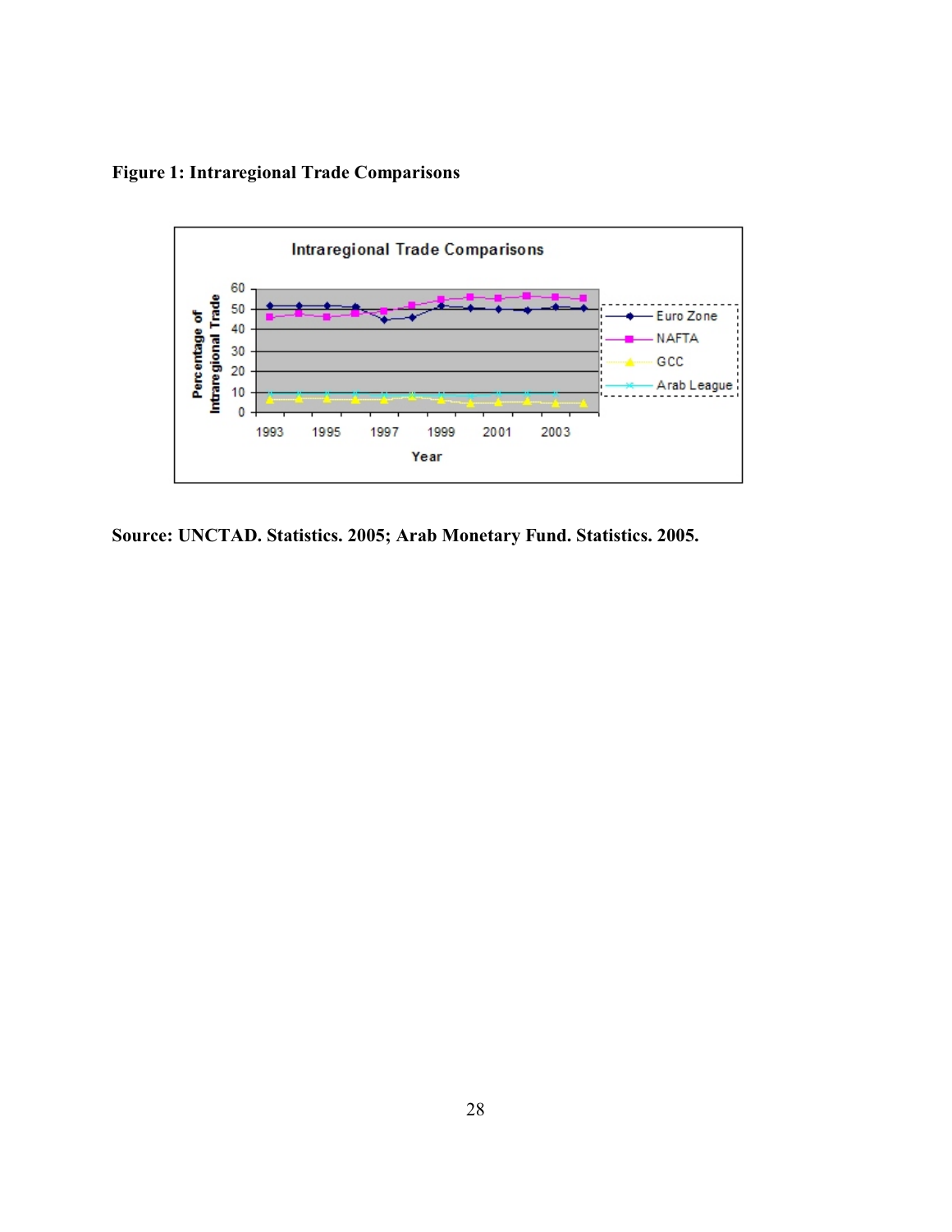**Figure 1: Intraregional Trade Comparisons**

Intraregional Trade Comparisons

Percentage of Intraregional Trade

60
50
40
30
20
10
0

1993
1995
1997
1999
2001
2003

Year

Euro Zone
NAFTA
GCC
Arab League

**Source: UNCTAD. Statistics. 2005; Arab Monetary Fund. Statistics. 2005.**